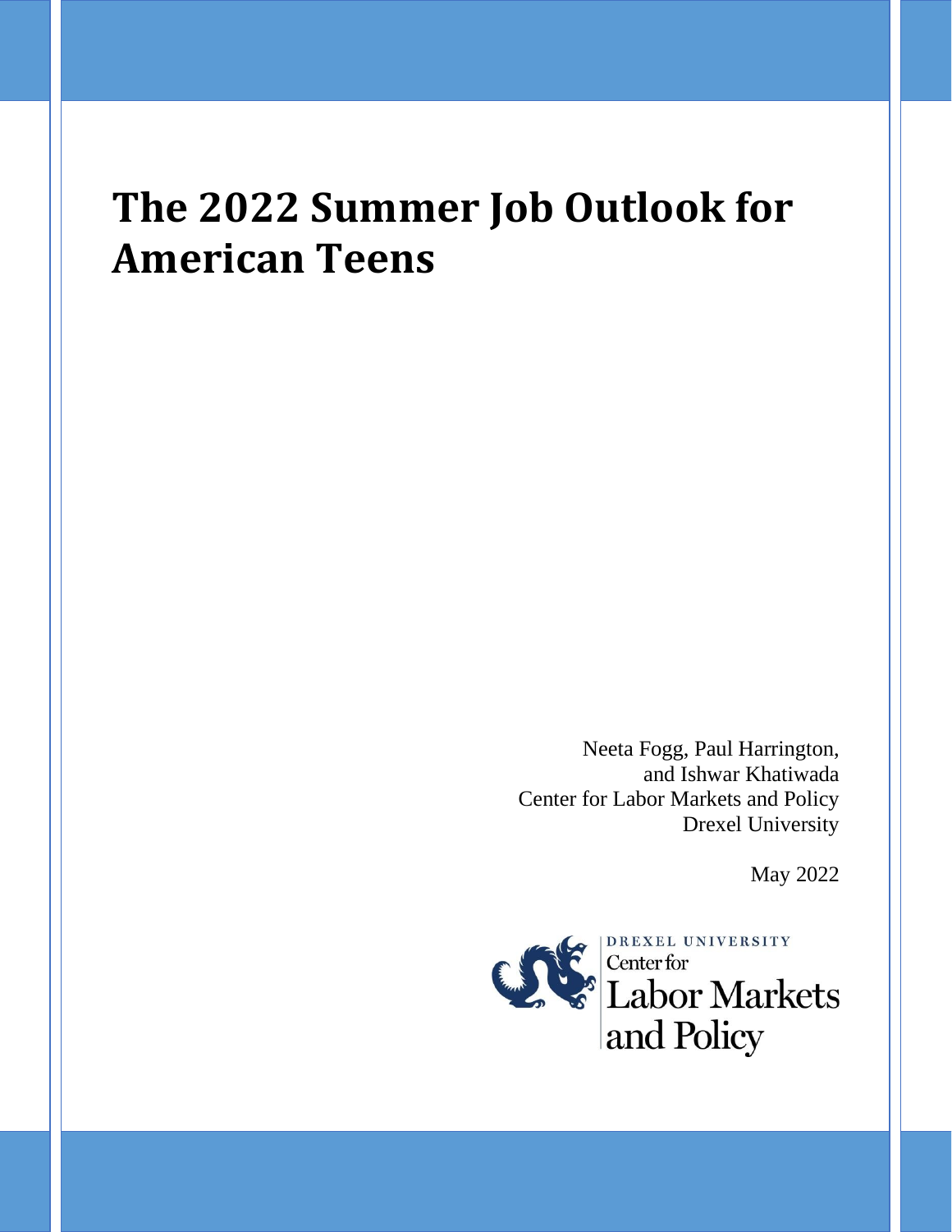# The 2022 Summer Job Outlook for American Teens

Neeta Fogg, Paul Harrington,
and Ishwar Khatiwada
Center for Labor Markets and Policy
Drexel University

May 2022

DREXEL UNIVERSITY
Center for
Labor Markets
and Policy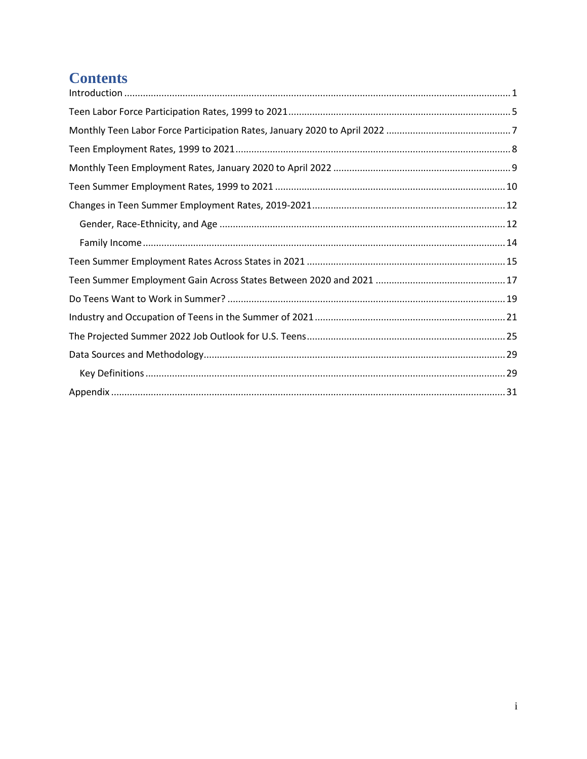# Contents

Introduction ............................................................ 1

Teen Labor Force Participation Rates, 1999 to 2021 ............................................................ 5

Monthly Teen Labor Force Participation Rates, January 2020 to April 2022 ............................................................ 7

Teen Employment Rates, 1999 to 2021 ............................................................ 8

Monthly Teen Employment Rates, January 2020 to April 2022 ............................................................ 9

Teen Summer Employment Rates, 1999 to 2021 ............................................................ 10

Changes in Teen Summer Employment Rates, 2019-2021 ............................................................ 12

- Gender, Race-Ethnicity, and Age ............................................................ 12
- Family Income ............................................................ 14

Teen Summer Employment Rates Across States in 2021 ............................................................ 15

Teen Summer Employment Gain Across States Between 2020 and 2021 ............................................................ 17

Do Teens Want to Work in Summer? ............................................................ 19

Industry and Occupation of Teens in the Summer of 2021 ............................................................ 21

The Projected Summer 2022 Job Outlook for U.S. Teens ............................................................ 25

Data Sources and Methodology ............................................................ 29

- Key Definitions ............................................................ 29

Appendix ............................................................ 31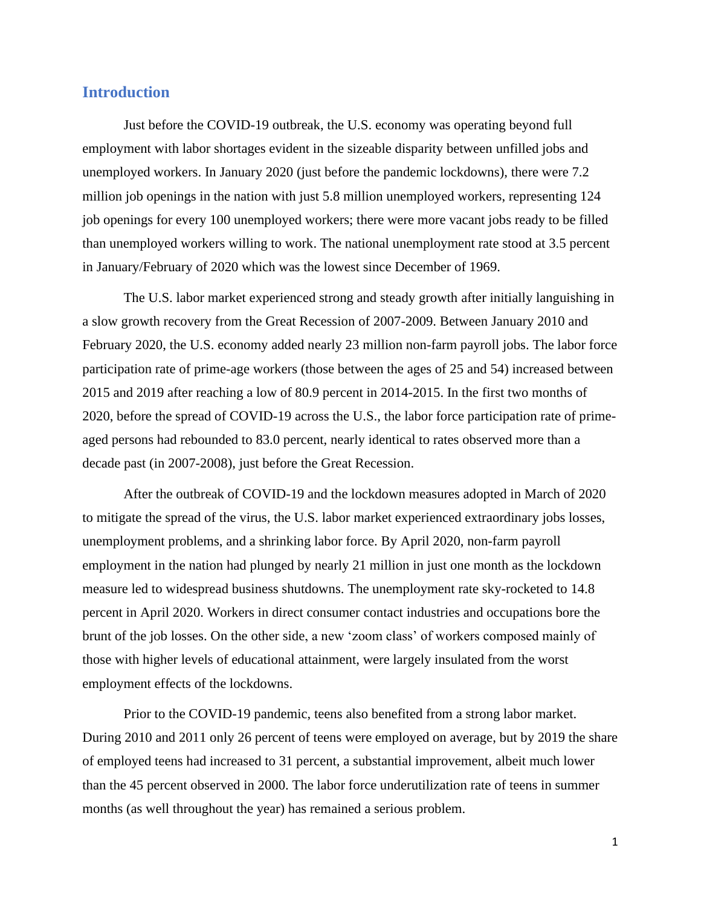## Introduction

Just before the COVID-19 outbreak, the U.S. economy was operating beyond full employment with labor shortages evident in the sizeable disparity between unfilled jobs and unemployed workers. In January 2020 (just before the pandemic lockdowns), there were 7.2 million job openings in the nation with just 5.8 million unemployed workers, representing 124 job openings for every 100 unemployed workers; there were more vacant jobs ready to be filled than unemployed workers willing to work. The national unemployment rate stood at 3.5 percent in January/February of 2020 which was the lowest since December of 1969.

The U.S. labor market experienced strong and steady growth after initially languishing in a slow growth recovery from the Great Recession of 2007-2009. Between January 2010 and February 2020, the U.S. economy added nearly 23 million non-farm payroll jobs. The labor force participation rate of prime-age workers (those between the ages of 25 and 54) increased between 2015 and 2019 after reaching a low of 80.9 percent in 2014-2015. In the first two months of 2020, before the spread of COVID-19 across the U.S., the labor force participation rate of prime-aged persons had rebounded to 83.0 percent, nearly identical to rates observed more than a decade past (in 2007-2008), just before the Great Recession.

After the outbreak of COVID-19 and the lockdown measures adopted in March of 2020 to mitigate the spread of the virus, the U.S. labor market experienced extraordinary jobs losses, unemployment problems, and a shrinking labor force. By April 2020, non-farm payroll employment in the nation had plunged by nearly 21 million in just one month as the lockdown measure led to widespread business shutdowns. The unemployment rate sky-rocketed to 14.8 percent in April 2020. Workers in direct consumer contact industries and occupations bore the brunt of the job losses. On the other side, a new 'zoom class' of workers composed mainly of those with higher levels of educational attainment, were largely insulated from the worst employment effects of the lockdowns.

Prior to the COVID-19 pandemic, teens also benefited from a strong labor market. During 2010 and 2011 only 26 percent of teens were employed on average, but by 2019 the share of employed teens had increased to 31 percent, a substantial improvement, albeit much lower than the 45 percent observed in 2000. The labor force underutilization rate of teens in summer months (as well throughout the year) has remained a serious problem.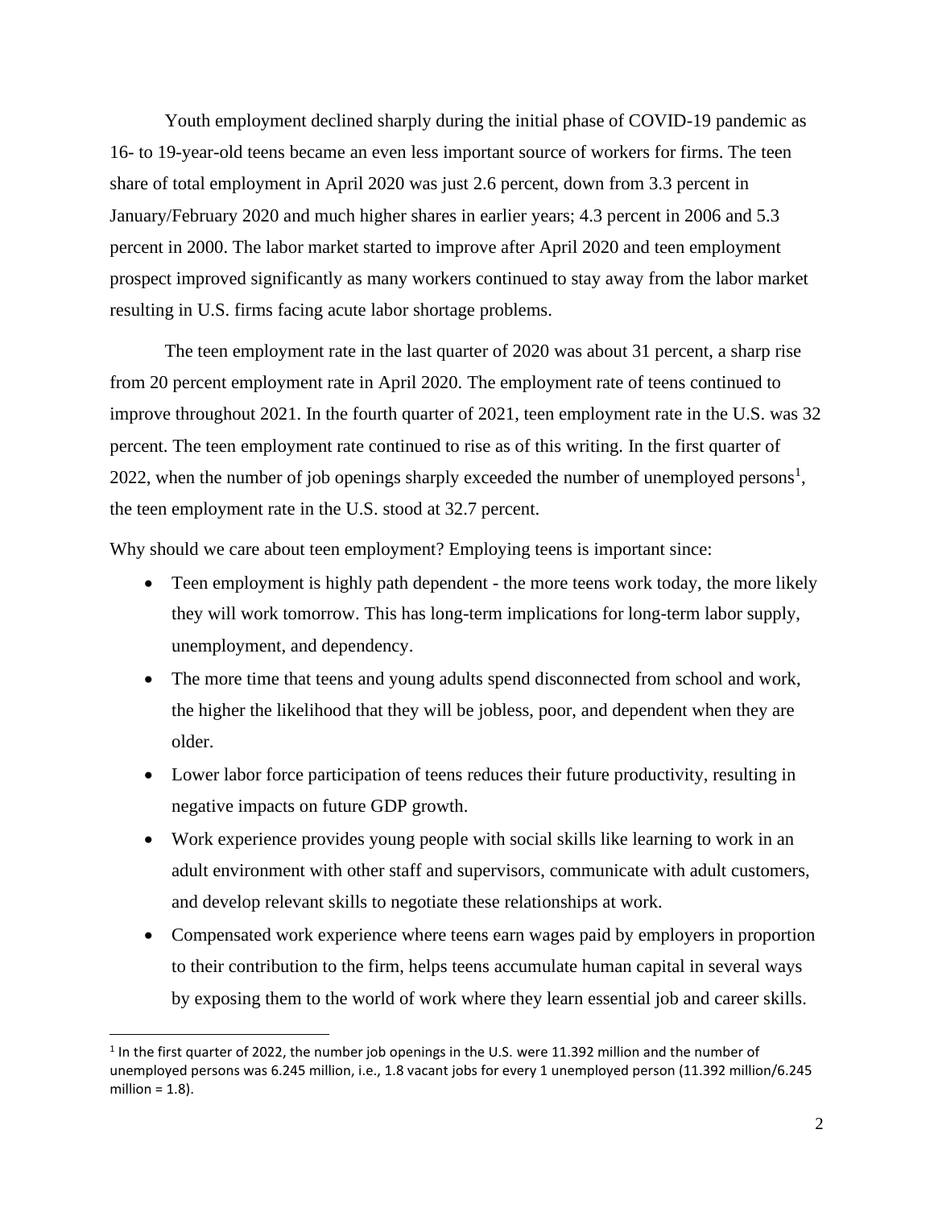Youth employment declined sharply during the initial phase of COVID-19 pandemic as 16- to 19-year-old teens became an even less important source of workers for firms. The teen share of total employment in April 2020 was just 2.6 percent, down from 3.3 percent in January/February 2020 and much higher shares in earlier years; 4.3 percent in 2006 and 5.3 percent in 2000. The labor market started to improve after April 2020 and teen employment prospect improved significantly as many workers continued to stay away from the labor market resulting in U.S. firms facing acute labor shortage problems.

The teen employment rate in the last quarter of 2020 was about 31 percent, a sharp rise from 20 percent employment rate in April 2020. The employment rate of teens continued to improve throughout 2021. In the fourth quarter of 2021, teen employment rate in the U.S. was 32 percent. The teen employment rate continued to rise as of this writing. In the first quarter of 2022, when the number of job openings sharply exceeded the number of unemployed persons[1], the teen employment rate in the U.S. stood at 32.7 percent.

Why should we care about teen employment? Employing teens is important since:

- Teen employment is highly path dependent - the more teens work today, the more likely they will work tomorrow. This has long-term implications for long-term labor supply, unemployment, and dependency.
- The more time that teens and young adults spend disconnected from school and work, the higher the likelihood that they will be jobless, poor, and dependent when they are older.
- Lower labor force participation of teens reduces their future productivity, resulting in negative impacts on future GDP growth.
- Work experience provides young people with social skills like learning to work in an adult environment with other staff and supervisors, communicate with adult customers, and develop relevant skills to negotiate these relationships at work.
- Compensated work experience where teens earn wages paid by employers in proportion to their contribution to the firm, helps teens accumulate human capital in several ways by exposing them to the world of work where they learn essential job and career skills.

[1] In the first quarter of 2022, the number job openings in the U.S. were 11.392 million and the number of unemployed persons was 6.245 million, i.e., 1.8 vacant jobs for every 1 unemployed person (11.392 million/6.245 million = 1.8).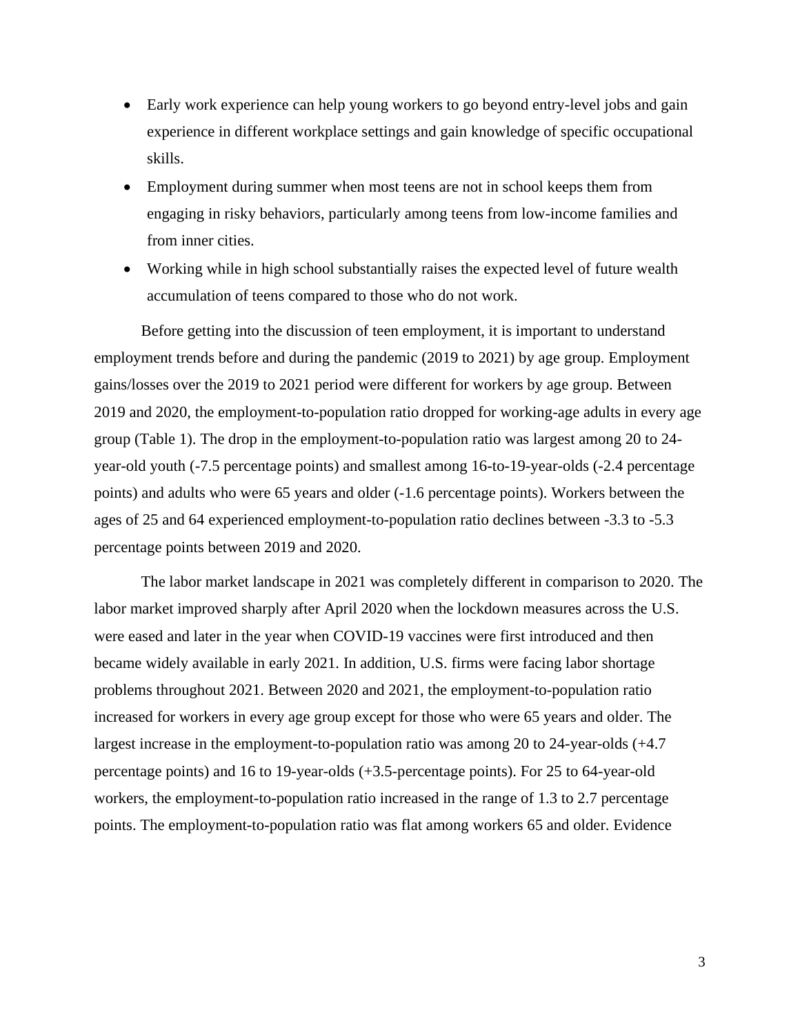- Early work experience can help young workers to go beyond entry-level jobs and gain experience in different workplace settings and gain knowledge of specific occupational skills.
- Employment during summer when most teens are not in school keeps them from engaging in risky behaviors, particularly among teens from low-income families and from inner cities.
- Working while in high school substantially raises the expected level of future wealth accumulation of teens compared to those who do not work.

Before getting into the discussion of teen employment, it is important to understand employment trends before and during the pandemic (2019 to 2021) by age group. Employment gains/losses over the 2019 to 2021 period were different for workers by age group. Between 2019 and 2020, the employment-to-population ratio dropped for working-age adults in every age group (Table 1). The drop in the employment-to-population ratio was largest among 20 to 24-year-old youth (-7.5 percentage points) and smallest among 16-to-19-year-olds (-2.4 percentage points) and adults who were 65 years and older (-1.6 percentage points). Workers between the ages of 25 and 64 experienced employment-to-population ratio declines between -3.3 to -5.3 percentage points between 2019 and 2020.

The labor market landscape in 2021 was completely different in comparison to 2020. The labor market improved sharply after April 2020 when the lockdown measures across the U.S. were eased and later in the year when COVID-19 vaccines were first introduced and then became widely available in early 2021. In addition, U.S. firms were facing labor shortage problems throughout 2021. Between 2020 and 2021, the employment-to-population ratio increased for workers in every age group except for those who were 65 years and older. The largest increase in the employment-to-population ratio was among 20 to 24-year-olds (+4.7 percentage points) and 16 to 19-year-olds (+3.5-percentage points). For 25 to 64-year-old workers, the employment-to-population ratio increased in the range of 1.3 to 2.7 percentage points. The employment-to-population ratio was flat among workers 65 and older. Evidence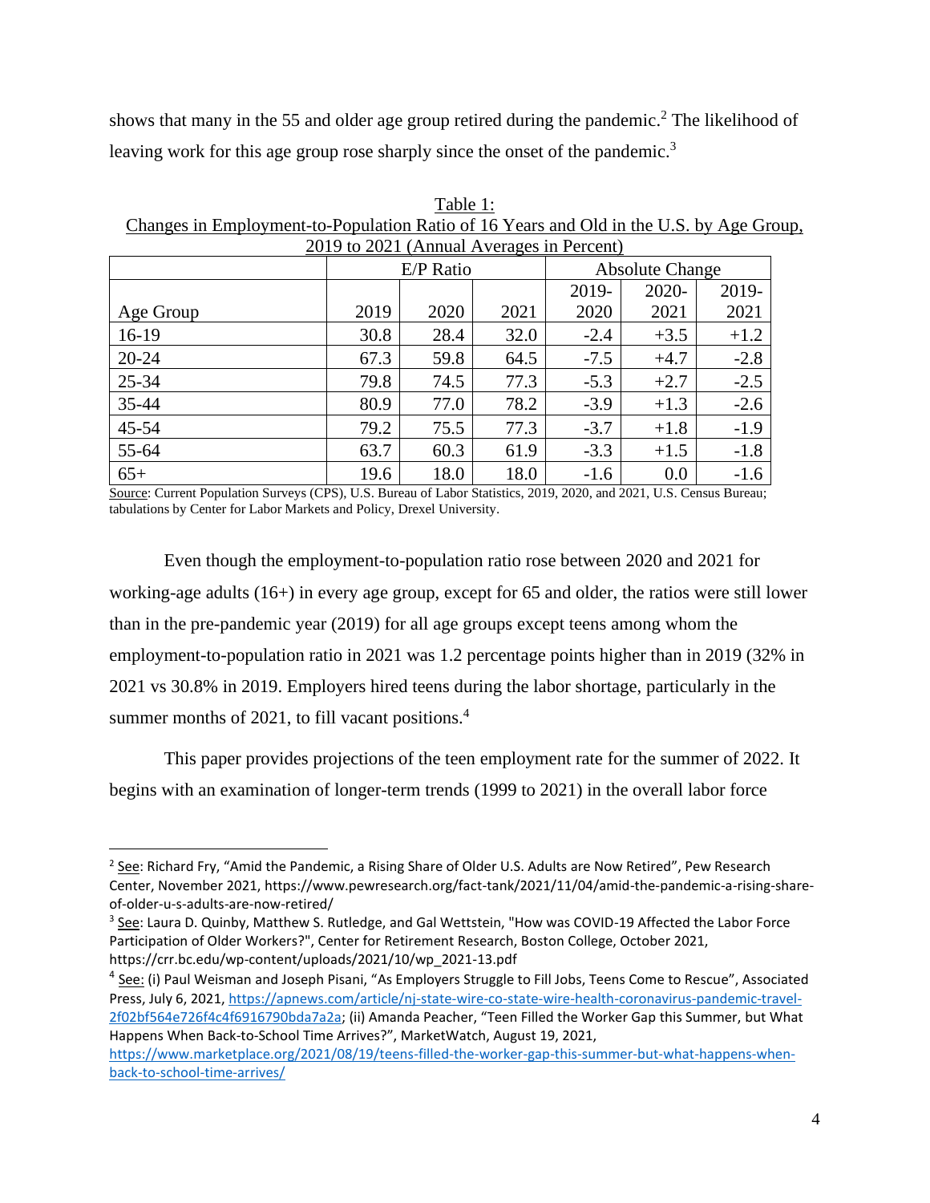shows that many in the 55 and older age group retired during the pandemic.[2] The likelihood of leaving work for this age group rose sharply since the onset of the pandemic.[3]

Table 1:
Changes in Employment-to-Population Ratio of 16 Years and Old in the U.S. by Age Group, 2019 to 2021 (Annual Averages in Percent)

| | E/P Ratio | | | Absolute Change | | |
|---|---|---|---|---|---|---|
| Age Group | 2019 | 2020 | 2021 | 2019-2020 | 2020-2021 | 2019-2021 |
| 16-19 | 30.8 | 28.4 | 32.0 | -2.4 | +3.5 | +1.2 |
| 20-24 | 67.3 | 59.8 | 64.5 | -7.5 | +4.7 | -2.8 |
| 25-34 | 79.8 | 74.5 | 77.3 | -5.3 | +2.7 | -2.5 |
| 35-44 | 80.9 | 77.0 | 78.2 | -3.9 | +1.3 | -2.6 |
| 45-54 | 79.2 | 75.5 | 77.3 | -3.7 | +1.8 | -1.9 |
| 55-64 | 63.7 | 60.3 | 61.9 | -3.3 | +1.5 | -1.8 |
| 65+ | 19.6 | 18.0 | 18.0 | -1.6 | 0.0 | -1.6 |

Source: Current Population Surveys (CPS), U.S. Bureau of Labor Statistics, 2019, 2020, and 2021, U.S. Census Bureau; tabulations by Center for Labor Markets and Policy, Drexel University.

Even though the employment-to-population ratio rose between 2020 and 2021 for working-age adults (16+) in every age group, except for 65 and older, the ratios were still lower than in the pre-pandemic year (2019) for all age groups except teens among whom the employment-to-population ratio in 2021 was 1.2 percentage points higher than in 2019 (32% in 2021 vs 30.8% in 2019. Employers hired teens during the labor shortage, particularly in the summer months of 2021, to fill vacant positions.[4]

This paper provides projections of the teen employment rate for the summer of 2022. It begins with an examination of longer-term trends (1999 to 2021) in the overall labor force

---

[2] See: Richard Fry, "Amid the Pandemic, a Rising Share of Older U.S. Adults are Now Retired", Pew Research Center, November 2021, https://www.pewresearch.org/fact-tank/2021/11/04/amid-the-pandemic-a-rising-share-of-older-u-s-adults-are-now-retired/

[3] See: Laura D. Quinby, Matthew S. Rutledge, and Gal Wettstein, "How was COVID-19 Affected the Labor Force Participation of Older Workers?", Center for Retirement Research, Boston College, October 2021, https://crr.bc.edu/wp-content/uploads/2021/10/wp_2021-13.pdf

[4] See: (i) Paul Weisman and Joseph Pisani, "As Employers Struggle to Fill Jobs, Teens Come to Rescue", Associated Press, July 6, 2021, https://apnews.com/article/nj-state-wire-co-state-wire-health-coronavirus-pandemic-travel-2f02bf564e726f4c4f6916790bda7a2a; (ii) Amanda Peacher, "Teen Filled the Worker Gap this Summer, but What Happens When Back-to-School Time Arrives?", MarketWatch, August 19, 2021, https://www.marketplace.org/2021/08/19/teens-filled-the-worker-gap-this-summer-but-what-happens-when-back-to-school-time-arrives/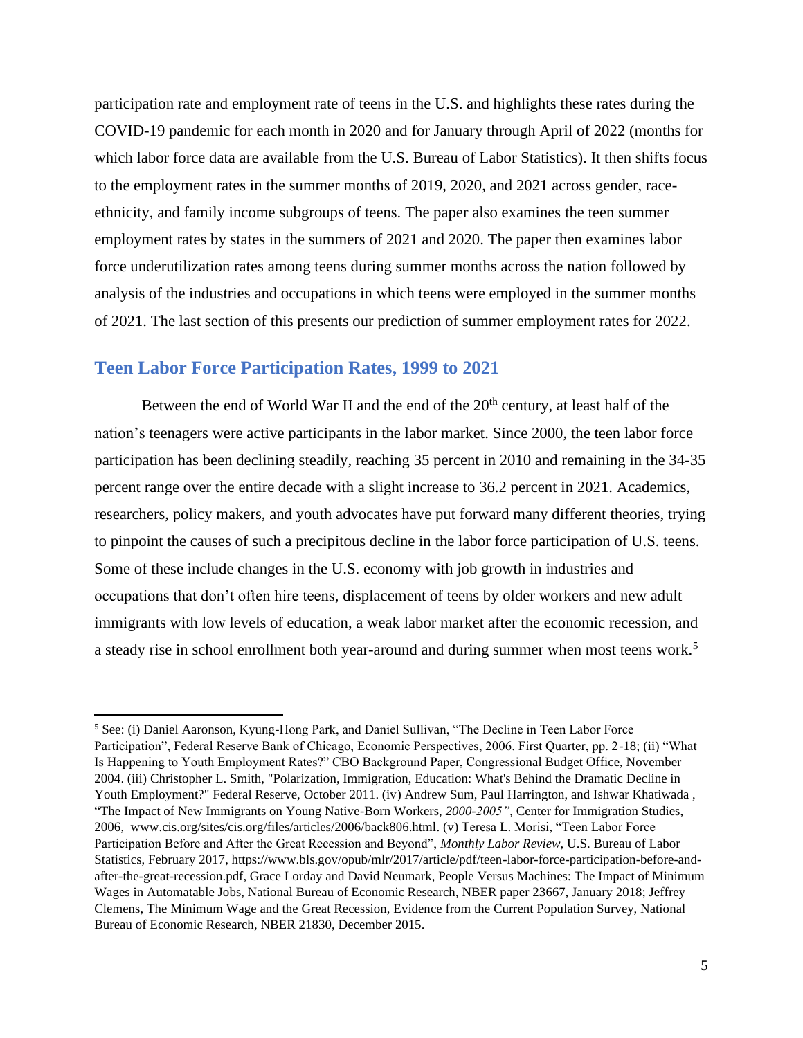participation rate and employment rate of teens in the U.S. and highlights these rates during the COVID-19 pandemic for each month in 2020 and for January through April of 2022 (months for which labor force data are available from the U.S. Bureau of Labor Statistics). It then shifts focus to the employment rates in the summer months of 2019, 2020, and 2021 across gender, race-ethnicity, and family income subgroups of teens. The paper also examines the teen summer employment rates by states in the summers of 2021 and 2020. The paper then examines labor force underutilization rates among teens during summer months across the nation followed by analysis of the industries and occupations in which teens were employed in the summer months of 2021. The last section of this presents our prediction of summer employment rates for 2022.

## Teen Labor Force Participation Rates, 1999 to 2021

Between the end of World War II and the end of the 20th century, at least half of the nation's teenagers were active participants in the labor market. Since 2000, the teen labor force participation has been declining steadily, reaching 35 percent in 2010 and remaining in the 34-35 percent range over the entire decade with a slight increase to 36.2 percent in 2021. Academics, researchers, policy makers, and youth advocates have put forward many different theories, trying to pinpoint the causes of such a precipitous decline in the labor force participation of U.S. teens. Some of these include changes in the U.S. economy with job growth in industries and occupations that don't often hire teens, displacement of teens by older workers and new adult immigrants with low levels of education, a weak labor market after the economic recession, and a steady rise in school enrollment both year-around and during summer when most teens work.[5]

---

[5] See: (i) Daniel Aaronson, Kyung-Hong Park, and Daniel Sullivan, "The Decline in Teen Labor Force Participation", Federal Reserve Bank of Chicago, Economic Perspectives, 2006. First Quarter, pp. 2-18; (ii) "What Is Happening to Youth Employment Rates?" CBO Background Paper, Congressional Budget Office, November 2004. (iii) Christopher L. Smith, "Polarization, Immigration, Education: What's Behind the Dramatic Decline in Youth Employment?" Federal Reserve, October 2011. (iv) Andrew Sum, Paul Harrington, and Ishwar Khatiwada , "The Impact of New Immigrants on Young Native-Born Workers, *2000-2005"*, Center for Immigration Studies, 2006, www.cis.org/sites/cis.org/files/articles/2006/back806.html. (v) Teresa L. Morisi, "Teen Labor Force Participation Before and After the Great Recession and Beyond", *Monthly Labor Review,* U.S. Bureau of Labor Statistics, February 2017, https://www.bls.gov/opub/mlr/2017/article/pdf/teen-labor-force-participation-before-and-after-the-great-recession.pdf, Grace Lorday and David Neumark, People Versus Machines: The Impact of Minimum Wages in Automatable Jobs, National Bureau of Economic Research, NBER paper 23667, January 2018; Jeffrey Clemens, The Minimum Wage and the Great Recession, Evidence from the Current Population Survey, National Bureau of Economic Research, NBER 21830, December 2015.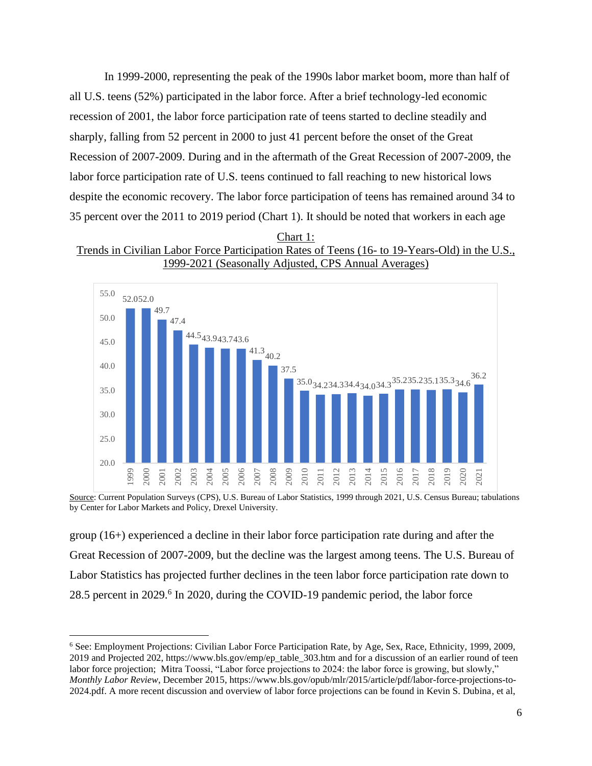In 1999-2000, representing the peak of the 1990s labor market boom, more than half of all U.S. teens (52%) participated in the labor force. After a brief technology-led economic recession of 2001, the labor force participation rate of teens started to decline steadily and sharply, falling from 52 percent in 2000 to just 41 percent before the onset of the Great Recession of 2007-2009. During and in the aftermath of the Great Recession of 2007-2009, the labor force participation rate of U.S. teens continued to fall reaching to new historical lows despite the economic recovery. The labor force participation of teens has remained around 34 to 35 percent over the 2011 to 2019 period (Chart 1). It should be noted that workers in each age

Chart 1:
Trends in Civilian Labor Force Participation Rates of Teens (16- to 19-Years-Old) in the U.S., 1999-2021 (Seasonally Adjusted, CPS Annual Averages)

| Year | Rate |
|---|---|
| 1999 | 52.0 |
| 2000 | 52.0 |
| 2001 | 49.7 |
| 2002 | 47.4 |
| 2003 | 44.5 |
| 2004 | 43.9 |
| 2005 | 43.7 |
| 2006 | 43.6 |
| 2007 | 41.3 |
| 2008 | 40.2 |
| 2009 | 37.5 |
| 2010 | 35.0 |
| 2011 | 34.2 |
| 2012 | 34.3 |
| 2013 | 34.4 |
| 2014 | 34.0 |
| 2015 | 34.3 |
| 2016 | 35.2 |
| 2017 | 35.2 |
| 2018 | 35.1 |
| 2019 | 35.3 |
| 2020 | 34.6 |
| 2021 | 36.2 |

Source: Current Population Surveys (CPS), U.S. Bureau of Labor Statistics, 1999 through 2021, U.S. Census Bureau; tabulations by Center for Labor Markets and Policy, Drexel University.

group (16+) experienced a decline in their labor force participation rate during and after the Great Recession of 2007-2009, but the decline was the largest among teens. The U.S. Bureau of Labor Statistics has projected further declines in the teen labor force participation rate down to 28.5 percent in 2029.[6] In 2020, during the COVID-19 pandemic period, the labor force

[6] See: Employment Projections: Civilian Labor Force Participation Rate, by Age, Sex, Race, Ethnicity, 1999, 2009, 2019 and Projected 202, https://www.bls.gov/emp/ep_table_303.htm and for a discussion of an earlier round of teen labor force projection; Mitra Toossi, "Labor force projections to 2024: the labor force is growing, but slowly," *Monthly Labor Review*, December 2015, https://www.bls.gov/opub/mlr/2015/article/pdf/labor-force-projections-to-2024.pdf. A more recent discussion and overview of labor force projections can be found in Kevin S. Dubina, et al,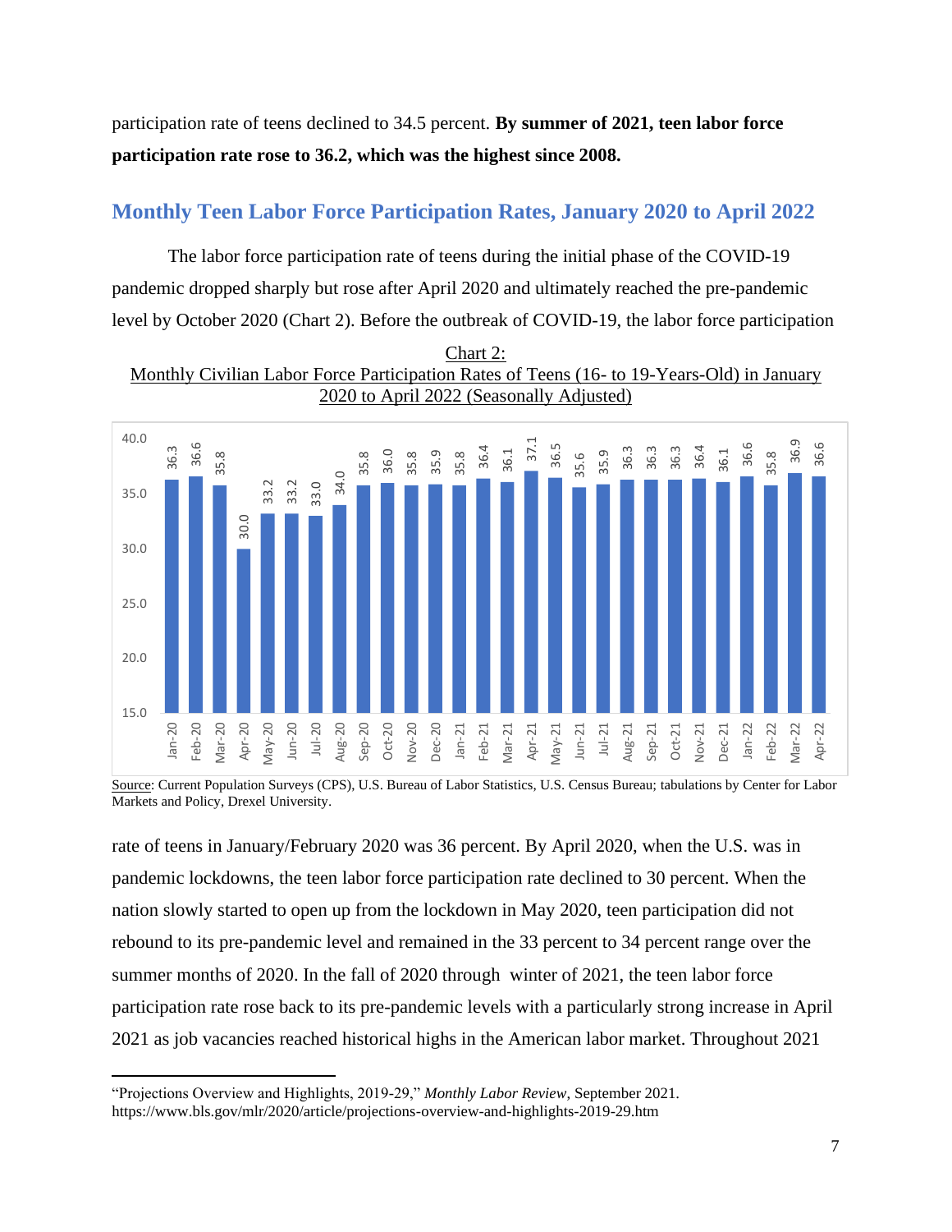participation rate of teens declined to 34.5 percent. **By summer of 2021, teen labor force participation rate rose to 36.2, which was the highest since 2008.**

## Monthly Teen Labor Force Participation Rates, January 2020 to April 2022

The labor force participation rate of teens during the initial phase of the COVID-19 pandemic dropped sharply but rose after April 2020 and ultimately reached the pre-pandemic level by October 2020 (Chart 2). Before the outbreak of COVID-19, the labor force participation

Chart 2:
Monthly Civilian Labor Force Participation Rates of Teens (16- to 19-Years-Old) in January 2020 to April 2022 (Seasonally Adjusted)

| Month | Rate |
|---|---|
| Jan-20 | 36.3 |
| Feb-20 | 36.6 |
| Mar-20 | 35.8 |
| Apr-20 | 30.0 |
| May-20 | 33.2 |
| Jun-20 | 33.2 |
| Jul-20 | 33.0 |
| Aug-20 | 34.0 |
| Sep-20 | 35.8 |
| Oct-20 | 36.0 |
| Nov-20 | 35.8 |
| Dec-20 | 35.9 |
| Jan-21 | 35.8 |
| Feb-21 | 36.4 |
| Mar-21 | 36.1 |
| Apr-21 | 37.1 |
| May-21 | 36.5 |
| Jun-21 | 35.6 |
| Jul-21 | 35.9 |
| Aug-21 | 36.3 |
| Sep-21 | 36.3 |
| Oct-21 | 36.3 |
| Nov-21 | 36.4 |
| Dec-21 | 36.1 |
| Jan-22 | 36.6 |
| Feb-22 | 35.8 |
| Mar-22 | 36.9 |
| Apr-22 | 36.6 |

Source: Current Population Surveys (CPS), U.S. Bureau of Labor Statistics, U.S. Census Bureau; tabulations by Center for Labor Markets and Policy, Drexel University.

rate of teens in January/February 2020 was 36 percent. By April 2020, when the U.S. was in pandemic lockdowns, the teen labor force participation rate declined to 30 percent. When the nation slowly started to open up from the lockdown in May 2020, teen participation did not rebound to its pre-pandemic level and remained in the 33 percent to 34 percent range over the summer months of 2020. In the fall of 2020 through winter of 2021, the teen labor force participation rate rose back to its pre-pandemic levels with a particularly strong increase in April 2021 as job vacancies reached historical highs in the American labor market. Throughout 2021

---

"Projections Overview and Highlights, 2019-29," *Monthly Labor Review*, September 2021. https://www.bls.gov/mlr/2020/article/projections-overview-and-highlights-2019-29.htm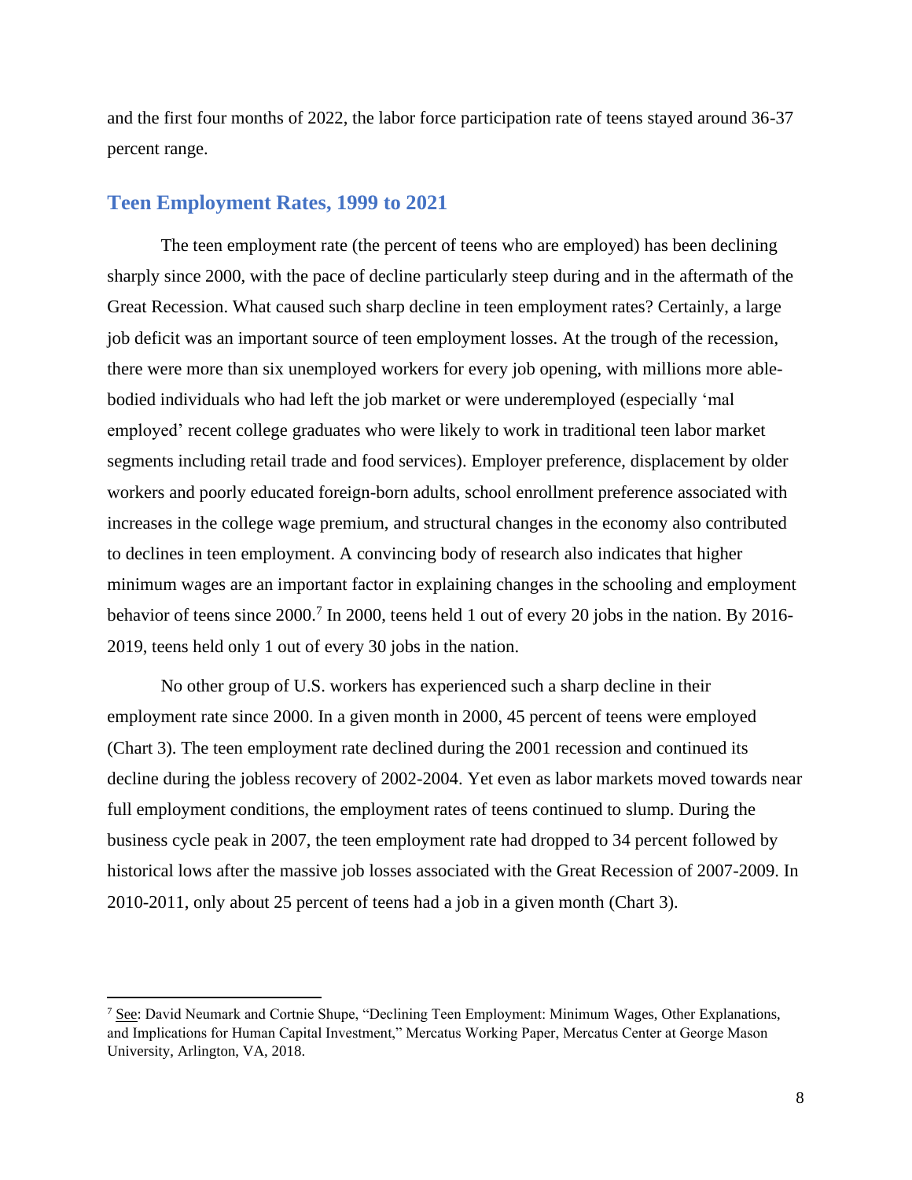and the first four months of 2022, the labor force participation rate of teens stayed around 36-37 percent range.

## Teen Employment Rates, 1999 to 2021

The teen employment rate (the percent of teens who are employed) has been declining sharply since 2000, with the pace of decline particularly steep during and in the aftermath of the Great Recession. What caused such sharp decline in teen employment rates? Certainly, a large job deficit was an important source of teen employment losses. At the trough of the recession, there were more than six unemployed workers for every job opening, with millions more able-bodied individuals who had left the job market or were underemployed (especially 'mal employed' recent college graduates who were likely to work in traditional teen labor market segments including retail trade and food services). Employer preference, displacement by older workers and poorly educated foreign-born adults, school enrollment preference associated with increases in the college wage premium, and structural changes in the economy also contributed to declines in teen employment. A convincing body of research also indicates that higher minimum wages are an important factor in explaining changes in the schooling and employment behavior of teens since 2000.[7] In 2000, teens held 1 out of every 20 jobs in the nation. By 2016-2019, teens held only 1 out of every 30 jobs in the nation.

No other group of U.S. workers has experienced such a sharp decline in their employment rate since 2000. In a given month in 2000, 45 percent of teens were employed (Chart 3). The teen employment rate declined during the 2001 recession and continued its decline during the jobless recovery of 2002-2004. Yet even as labor markets moved towards near full employment conditions, the employment rates of teens continued to slump. During the business cycle peak in 2007, the teen employment rate had dropped to 34 percent followed by historical lows after the massive job losses associated with the Great Recession of 2007-2009. In 2010-2011, only about 25 percent of teens had a job in a given month (Chart 3).

---

[7] See: David Neumark and Cortnie Shupe, "Declining Teen Employment: Minimum Wages, Other Explanations, and Implications for Human Capital Investment," Mercatus Working Paper, Mercatus Center at George Mason University, Arlington, VA, 2018.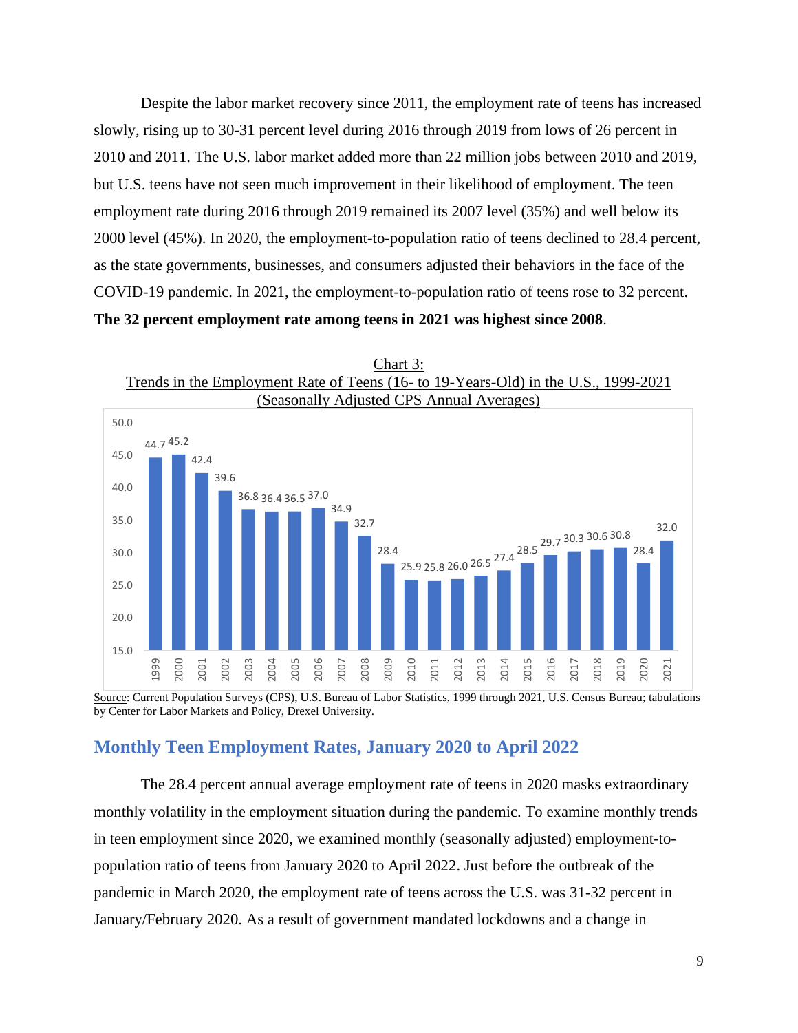Despite the labor market recovery since 2011, the employment rate of teens has increased slowly, rising up to 30-31 percent level during 2016 through 2019 from lows of 26 percent in 2010 and 2011. The U.S. labor market added more than 22 million jobs between 2010 and 2019, but U.S. teens have not seen much improvement in their likelihood of employment. The teen employment rate during 2016 through 2019 remained its 2007 level (35%) and well below its 2000 level (45%). In 2020, the employment-to-population ratio of teens declined to 28.4 percent, as the state governments, businesses, and consumers adjusted their behaviors in the face of the COVID-19 pandemic. In 2021, the employment-to-population ratio of teens rose to 32 percent. **The 32 percent employment rate among teens in 2021 was highest since 2008**.

Chart 3:
Trends in the Employment Rate of Teens (16- to 19-Years-Old) in the U.S., 1999-2021
(Seasonally Adjusted CPS Annual Averages)

| Year | Employment Rate |
|---|---|
| 1999 | 44.7 |
| 2000 | 45.2 |
| 2001 | 42.4 |
| 2002 | 39.6 |
| 2003 | 36.8 |
| 2004 | 36.4 |
| 2005 | 36.5 |
| 2006 | 37.0 |
| 2007 | 34.9 |
| 2008 | 32.7 |
| 2009 | 28.4 |
| 2010 | 25.9 |
| 2011 | 25.8 |
| 2012 | 26.0 |
| 2013 | 26.5 |
| 2014 | 27.4 |
| 2015 | 28.5 |
| 2016 | 29.7 |
| 2017 | 30.3 |
| 2018 | 30.6 |
| 2019 | 30.8 |
| 2020 | 28.4 |
| 2021 | 32.0 |

Source: Current Population Surveys (CPS), U.S. Bureau of Labor Statistics, 1999 through 2021, U.S. Census Bureau; tabulations by Center for Labor Markets and Policy, Drexel University.

## Monthly Teen Employment Rates, January 2020 to April 2022

The 28.4 percent annual average employment rate of teens in 2020 masks extraordinary monthly volatility in the employment situation during the pandemic. To examine monthly trends in teen employment since 2020, we examined monthly (seasonally adjusted) employment-to-population ratio of teens from January 2020 to April 2022. Just before the outbreak of the pandemic in March 2020, the employment rate of teens across the U.S. was 31-32 percent in January/February 2020. As a result of government mandated lockdowns and a change in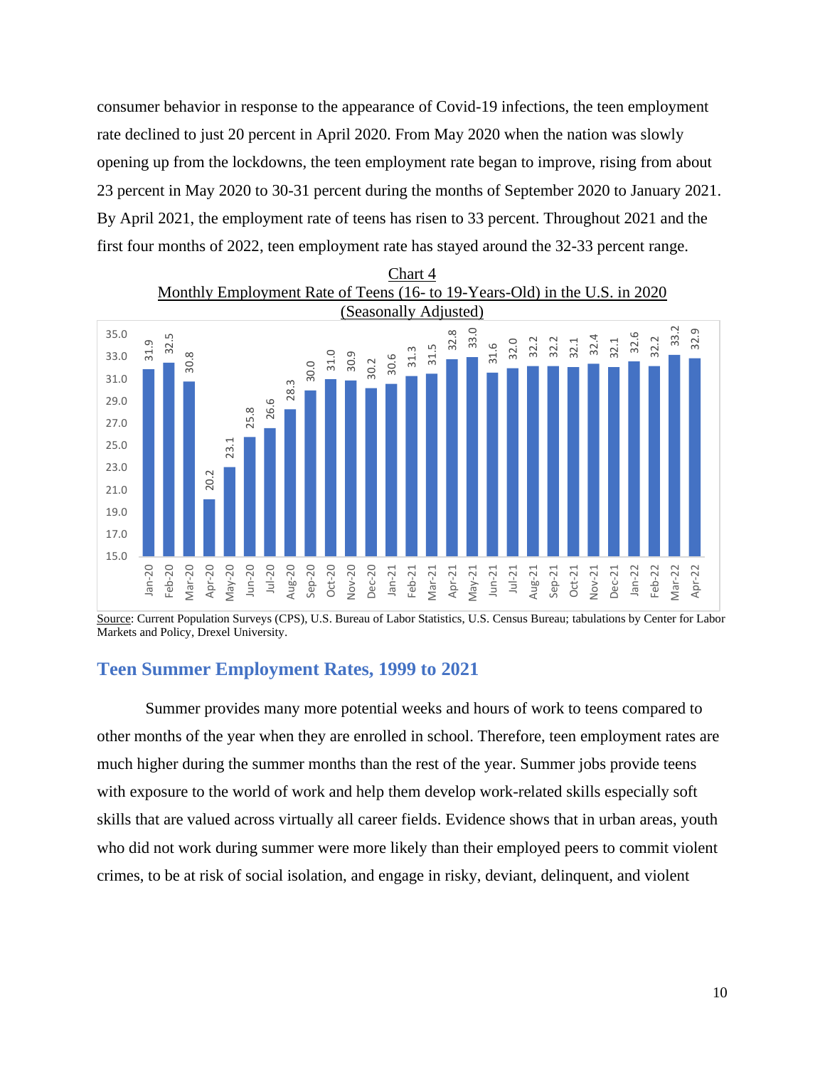consumer behavior in response to the appearance of Covid-19 infections, the teen employment rate declined to just 20 percent in April 2020. From May 2020 when the nation was slowly opening up from the lockdowns, the teen employment rate began to improve, rising from about 23 percent in May 2020 to 30-31 percent during the months of September 2020 to January 2021. By April 2021, the employment rate of teens has risen to 33 percent. Throughout 2021 and the first four months of 2022, teen employment rate has stayed around the 32-33 percent range.

Chart 4
Monthly Employment Rate of Teens (16- to 19-Years-Old) in the U.S. in 2020 (Seasonally Adjusted)

| Month | Employment Rate |
|---|---|
| Jan-20 | 31.9 |
| Feb-20 | 32.5 |
| Mar-20 | 30.8 |
| Apr-20 | 20.2 |
| May-20 | 23.1 |
| Jun-20 | 25.8 |
| Jul-20 | 26.6 |
| Aug-20 | 28.3 |
| Sep-20 | 30.0 |
| Oct-20 | 31.0 |
| Nov-20 | 30.9 |
| Dec-20 | 30.2 |
| Jan-21 | 30.6 |
| Feb-21 | 31.3 |
| Mar-21 | 31.5 |
| Apr-21 | 32.8 |
| May-21 | 33.0 |
| Jun-21 | 31.6 |
| Jul-21 | 32.0 |
| Aug-21 | 32.2 |
| Sep-21 | 32.2 |
| Oct-21 | 32.1 |
| Nov-21 | 32.4 |
| Dec-21 | 32.1 |
| Jan-22 | 32.6 |
| Feb-22 | 32.2 |
| Mar-22 | 33.2 |
| Apr-22 | 32.9 |

Source: Current Population Surveys (CPS), U.S. Bureau of Labor Statistics, U.S. Census Bureau; tabulations by Center for Labor Markets and Policy, Drexel University.

## Teen Summer Employment Rates, 1999 to 2021

Summer provides many more potential weeks and hours of work to teens compared to other months of the year when they are enrolled in school. Therefore, teen employment rates are much higher during the summer months than the rest of the year. Summer jobs provide teens with exposure to the world of work and help them develop work-related skills especially soft skills that are valued across virtually all career fields. Evidence shows that in urban areas, youth who did not work during summer were more likely than their employed peers to commit violent crimes, to be at risk of social isolation, and engage in risky, deviant, delinquent, and violent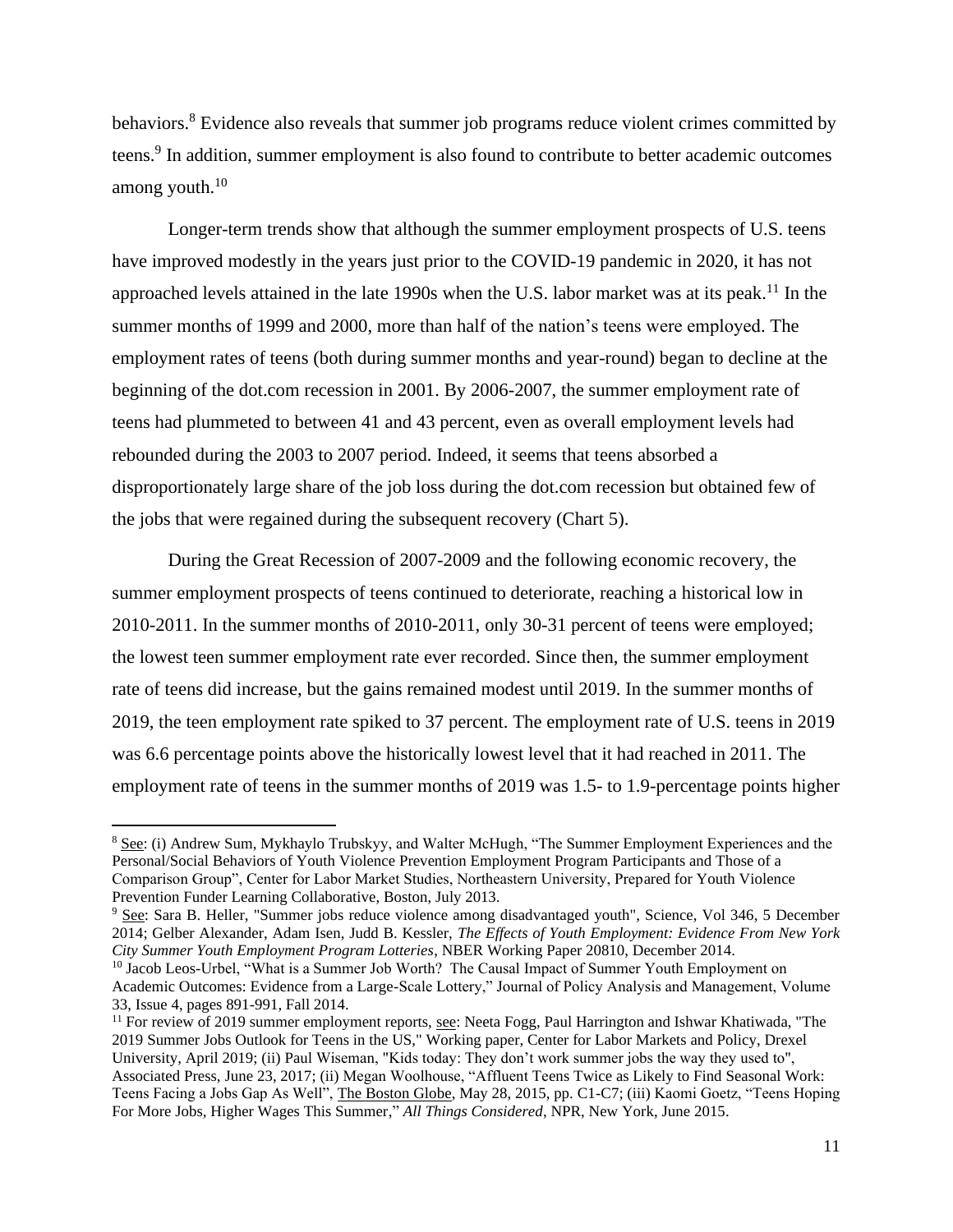behaviors.[8] Evidence also reveals that summer job programs reduce violent crimes committed by teens.[9] In addition, summer employment is also found to contribute to better academic outcomes among youth.[10]

Longer-term trends show that although the summer employment prospects of U.S. teens have improved modestly in the years just prior to the COVID-19 pandemic in 2020, it has not approached levels attained in the late 1990s when the U.S. labor market was at its peak.[11] In the summer months of 1999 and 2000, more than half of the nation's teens were employed. The employment rates of teens (both during summer months and year-round) began to decline at the beginning of the dot.com recession in 2001. By 2006-2007, the summer employment rate of teens had plummeted to between 41 and 43 percent, even as overall employment levels had rebounded during the 2003 to 2007 period. Indeed, it seems that teens absorbed a disproportionately large share of the job loss during the dot.com recession but obtained few of the jobs that were regained during the subsequent recovery (Chart 5).

During the Great Recession of 2007-2009 and the following economic recovery, the summer employment prospects of teens continued to deteriorate, reaching a historical low in 2010-2011. In the summer months of 2010-2011, only 30-31 percent of teens were employed; the lowest teen summer employment rate ever recorded. Since then, the summer employment rate of teens did increase, but the gains remained modest until 2019. In the summer months of 2019, the teen employment rate spiked to 37 percent. The employment rate of U.S. teens in 2019 was 6.6 percentage points above the historically lowest level that it had reached in 2011. The employment rate of teens in the summer months of 2019 was 1.5- to 1.9-percentage points higher

---

[8] See: (i) Andrew Sum, Mykhaylo Trubskyy, and Walter McHugh, "The Summer Employment Experiences and the Personal/Social Behaviors of Youth Violence Prevention Employment Program Participants and Those of a Comparison Group", Center for Labor Market Studies, Northeastern University, Prepared for Youth Violence Prevention Funder Learning Collaborative, Boston, July 2013.

[9] See: Sara B. Heller, "Summer jobs reduce violence among disadvantaged youth", Science, Vol 346, 5 December 2014; Gelber Alexander, Adam Isen, Judd B. Kessler, *The Effects of Youth Employment: Evidence From New York City Summer Youth Employment Program Lotteries*, NBER Working Paper 20810, December 2014.

[10] Jacob Leos-Urbel, "What is a Summer Job Worth? The Causal Impact of Summer Youth Employment on Academic Outcomes: Evidence from a Large-Scale Lottery," Journal of Policy Analysis and Management, Volume 33, Issue 4, pages 891-991, Fall 2014.

[11] For review of 2019 summer employment reports, see: Neeta Fogg, Paul Harrington and Ishwar Khatiwada, "The 2019 Summer Jobs Outlook for Teens in the US," Working paper, Center for Labor Markets and Policy, Drexel University, April 2019; (ii) Paul Wiseman, "Kids today: They don't work summer jobs the way they used to", Associated Press, June 23, 2017; (ii) Megan Woolhouse, "Affluent Teens Twice as Likely to Find Seasonal Work: Teens Facing a Jobs Gap As Well", The Boston Globe, May 28, 2015, pp. C1-C7; (iii) Kaomi Goetz, "Teens Hoping For More Jobs, Higher Wages This Summer," *All Things Considered*, NPR, New York, June 2015.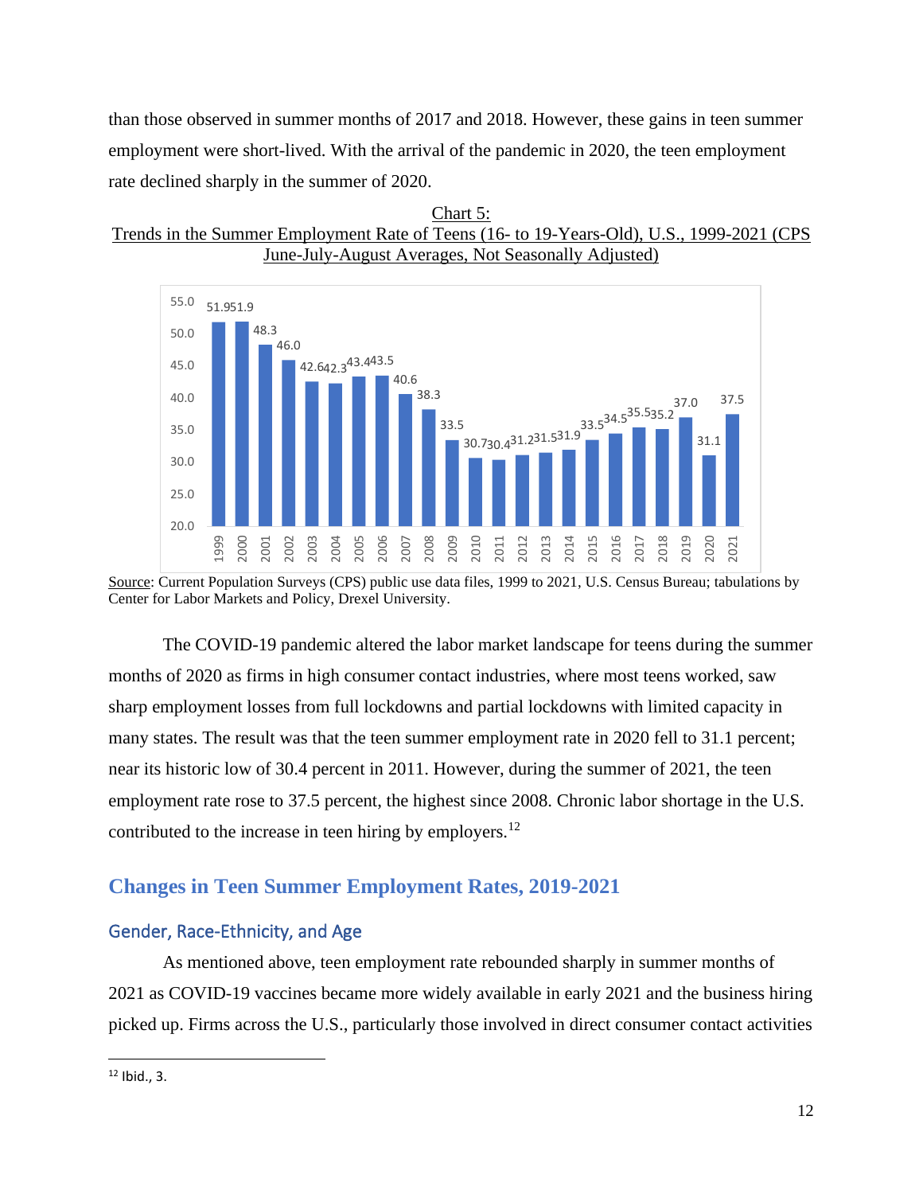than those observed in summer months of 2017 and 2018. However, these gains in teen summer employment were short-lived. With the arrival of the pandemic in 2020, the teen employment rate declined sharply in the summer of 2020.

Chart 5:
Trends in the Summer Employment Rate of Teens (16- to 19-Years-Old), U.S., 1999-2021 (CPS June-July-August Averages, Not Seasonally Adjusted)

| Year | Rate |
|---|---|
| 1999 | 51.9 |
| 2000 | 51.9 |
| 2001 | 48.3 |
| 2002 | 46.0 |
| 2003 | 42.6 |
| 2004 | 42.3 |
| 2005 | 43.4 |
| 2006 | 43.5 |
| 2007 | 40.6 |
| 2008 | 38.3 |
| 2009 | 33.5 |
| 2010 | 30.7 |
| 2011 | 30.4 |
| 2012 | 31.2 |
| 2013 | 31.5 |
| 2014 | 31.9 |
| 2015 | 33.5 |
| 2016 | 34.5 |
| 2017 | 35.5 |
| 2018 | 35.2 |
| 2019 | 37.0 |
| 2020 | 31.1 |
| 2021 | 37.5 |

Source: Current Population Surveys (CPS) public use data files, 1999 to 2021, U.S. Census Bureau; tabulations by Center for Labor Markets and Policy, Drexel University.

The COVID-19 pandemic altered the labor market landscape for teens during the summer months of 2020 as firms in high consumer contact industries, where most teens worked, saw sharp employment losses from full lockdowns and partial lockdowns with limited capacity in many states. The result was that the teen summer employment rate in 2020 fell to 31.1 percent; near its historic low of 30.4 percent in 2011. However, during the summer of 2021, the teen employment rate rose to 37.5 percent, the highest since 2008. Chronic labor shortage in the U.S. contributed to the increase in teen hiring by employers.[12]

## Changes in Teen Summer Employment Rates, 2019-2021

### Gender, Race-Ethnicity, and Age

As mentioned above, teen employment rate rebounded sharply in summer months of 2021 as COVID-19 vaccines became more widely available in early 2021 and the business hiring picked up. Firms across the U.S., particularly those involved in direct consumer contact activities

[12] Ibid., 3.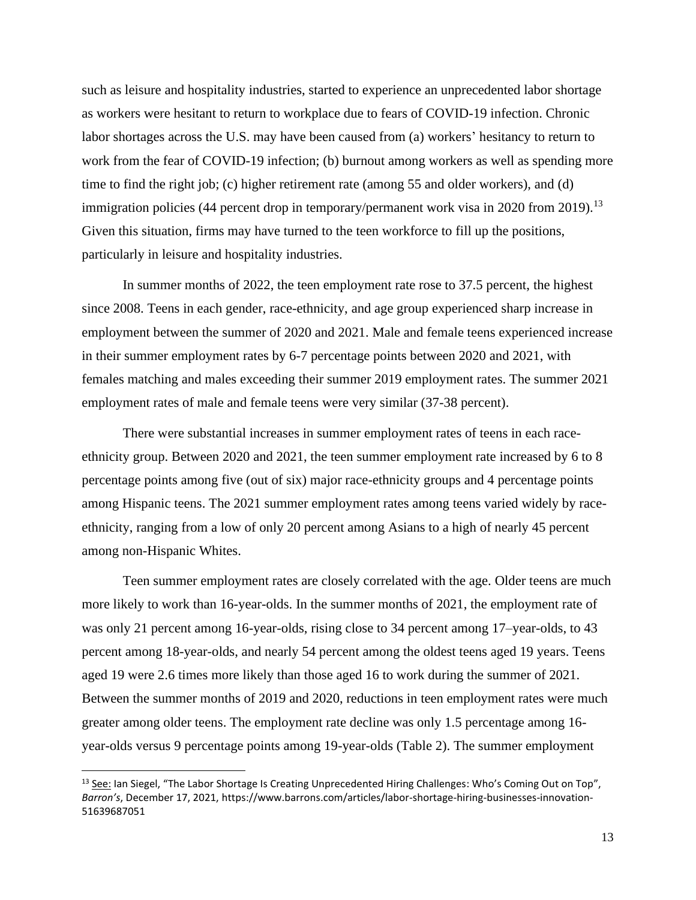such as leisure and hospitality industries, started to experience an unprecedented labor shortage as workers were hesitant to return to workplace due to fears of COVID-19 infection. Chronic labor shortages across the U.S. may have been caused from (a) workers' hesitancy to return to work from the fear of COVID-19 infection; (b) burnout among workers as well as spending more time to find the right job; (c) higher retirement rate (among 55 and older workers), and (d) immigration policies (44 percent drop in temporary/permanent work visa in 2020 from 2019).[13] Given this situation, firms may have turned to the teen workforce to fill up the positions, particularly in leisure and hospitality industries.

In summer months of 2022, the teen employment rate rose to 37.5 percent, the highest since 2008. Teens in each gender, race-ethnicity, and age group experienced sharp increase in employment between the summer of 2020 and 2021. Male and female teens experienced increase in their summer employment rates by 6-7 percentage points between 2020 and 2021, with females matching and males exceeding their summer 2019 employment rates. The summer 2021 employment rates of male and female teens were very similar (37-38 percent).

There were substantial increases in summer employment rates of teens in each race-ethnicity group. Between 2020 and 2021, the teen summer employment rate increased by 6 to 8 percentage points among five (out of six) major race-ethnicity groups and 4 percentage points among Hispanic teens. The 2021 summer employment rates among teens varied widely by race-ethnicity, ranging from a low of only 20 percent among Asians to a high of nearly 45 percent among non-Hispanic Whites.

Teen summer employment rates are closely correlated with the age. Older teens are much more likely to work than 16-year-olds. In the summer months of 2021, the employment rate of was only 21 percent among 16-year-olds, rising close to 34 percent among 17–year-olds, to 43 percent among 18-year-olds, and nearly 54 percent among the oldest teens aged 19 years. Teens aged 19 were 2.6 times more likely than those aged 16 to work during the summer of 2021. Between the summer months of 2019 and 2020, reductions in teen employment rates were much greater among older teens. The employment rate decline was only 1.5 percentage among 16-year-olds versus 9 percentage points among 19-year-olds (Table 2). The summer employment

---

[13] See: Ian Siegel, "The Labor Shortage Is Creating Unprecedented Hiring Challenges: Who's Coming Out on Top", *Barron's*, December 17, 2021, https://www.barrons.com/articles/labor-shortage-hiring-businesses-innovation-51639687051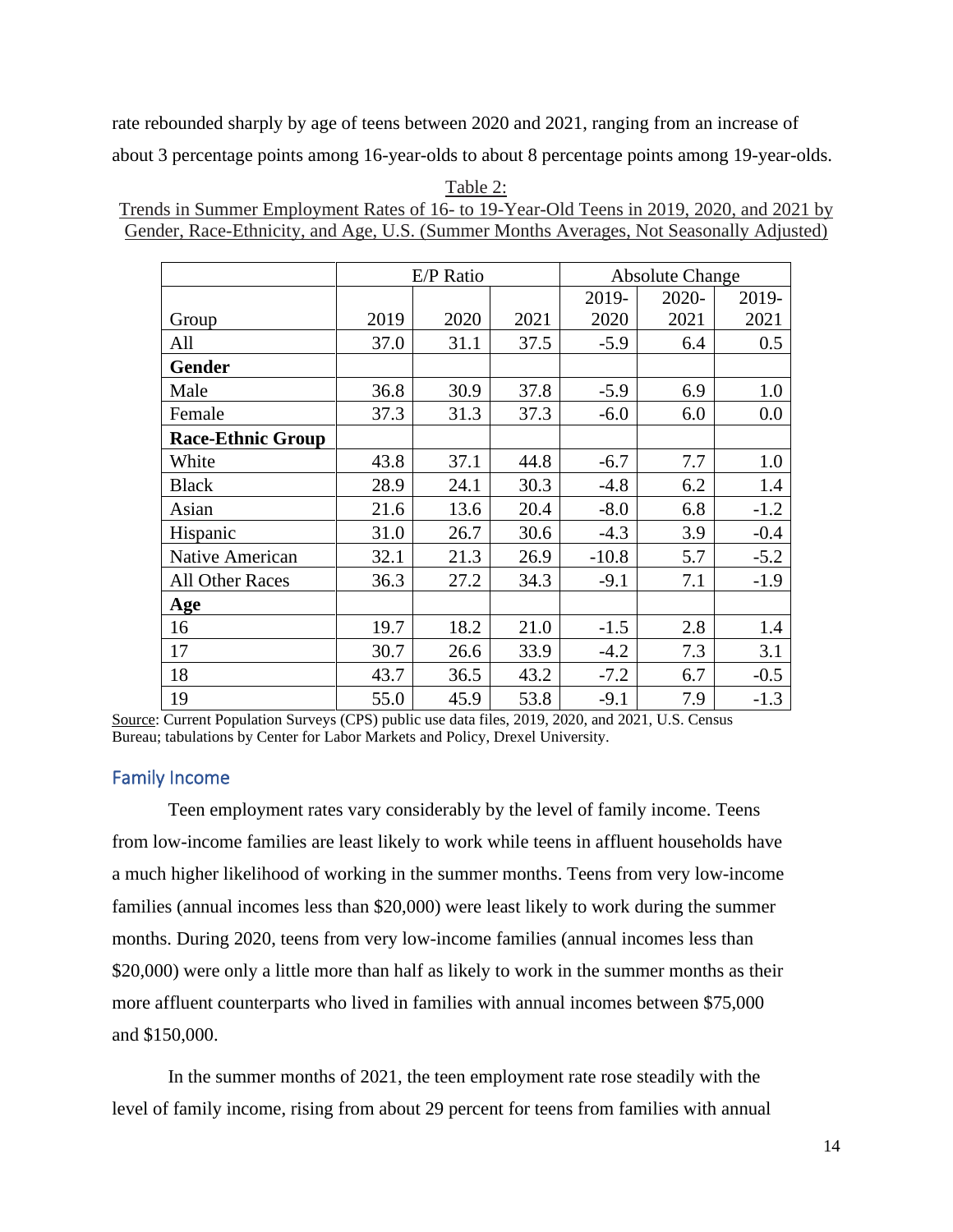rate rebounded sharply by age of teens between 2020 and 2021, ranging from an increase of about 3 percentage points among 16-year-olds to about 8 percentage points among 19-year-olds.

Table 2:
Trends in Summer Employment Rates of 16- to 19-Year-Old Teens in 2019, 2020, and 2021 by Gender, Race-Ethnicity, and Age, U.S. (Summer Months Averages, Not Seasonally Adjusted)

| | E/P Ratio | | | Absolute Change | | |
|---|---|---|---|---|---|---|
| Group | 2019 | 2020 | 2021 | 2019-2020 | 2020-2021 | 2019-2021 |
| All | 37.0 | 31.1 | 37.5 | -5.9 | 6.4 | 0.5 |
| **Gender** | | | | | | |
| Male | 36.8 | 30.9 | 37.8 | -5.9 | 6.9 | 1.0 |
| Female | 37.3 | 31.3 | 37.3 | -6.0 | 6.0 | 0.0 |
| **Race-Ethnic Group** | | | | | | |
| White | 43.8 | 37.1 | 44.8 | -6.7 | 7.7 | 1.0 |
| Black | 28.9 | 24.1 | 30.3 | -4.8 | 6.2 | 1.4 |
| Asian | 21.6 | 13.6 | 20.4 | -8.0 | 6.8 | -1.2 |
| Hispanic | 31.0 | 26.7 | 30.6 | -4.3 | 3.9 | -0.4 |
| Native American | 32.1 | 21.3 | 26.9 | -10.8 | 5.7 | -5.2 |
| All Other Races | 36.3 | 27.2 | 34.3 | -9.1 | 7.1 | -1.9 |
| **Age** | | | | | | |
| 16 | 19.7 | 18.2 | 21.0 | -1.5 | 2.8 | 1.4 |
| 17 | 30.7 | 26.6 | 33.9 | -4.2 | 7.3 | 3.1 |
| 18 | 43.7 | 36.5 | 43.2 | -7.2 | 6.7 | -0.5 |
| 19 | 55.0 | 45.9 | 53.8 | -9.1 | 7.9 | -1.3 |

Source: Current Population Surveys (CPS) public use data files, 2019, 2020, and 2021, U.S. Census Bureau; tabulations by Center for Labor Markets and Policy, Drexel University.

## Family Income

Teen employment rates vary considerably by the level of family income. Teens from low-income families are least likely to work while teens in affluent households have a much higher likelihood of working in the summer months. Teens from very low-income families (annual incomes less than $20,000) were least likely to work during the summer months. During 2020, teens from very low-income families (annual incomes less than $20,000) were only a little more than half as likely to work in the summer months as their more affluent counterparts who lived in families with annual incomes between $75,000 and $150,000.

In the summer months of 2021, the teen employment rate rose steadily with the level of family income, rising from about 29 percent for teens from families with annual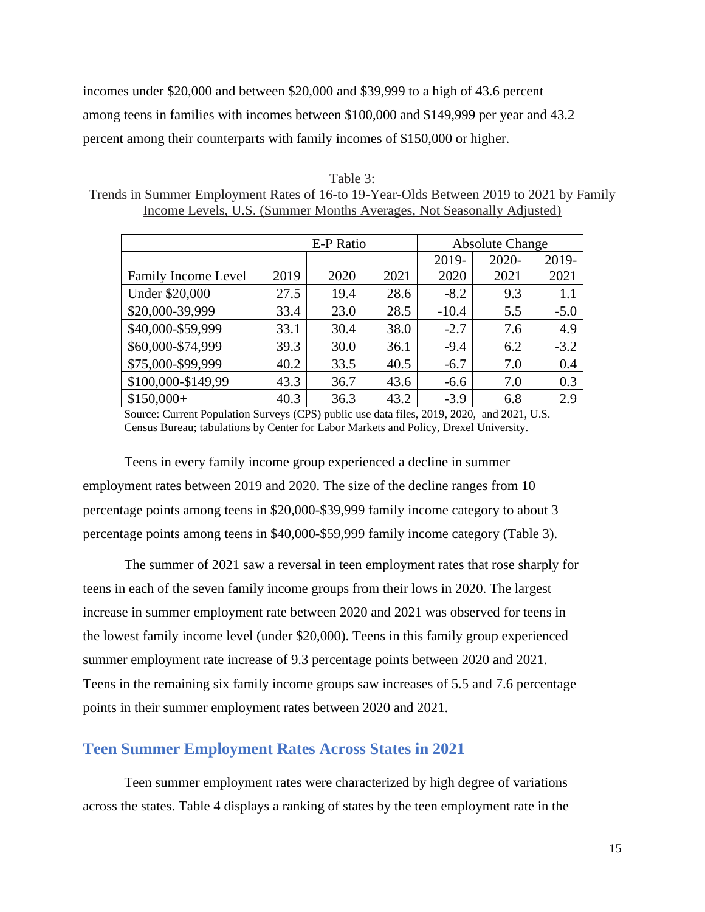incomes under $20,000 and between $20,000 and $39,999 to a high of 43.6 percent among teens in families with incomes between $100,000 and $149,999 per year and 43.2 percent among their counterparts with family incomes of $150,000 or higher.

Table 3:
Trends in Summer Employment Rates of 16-to 19-Year-Olds Between 2019 to 2021 by Family Income Levels, U.S. (Summer Months Averages, Not Seasonally Adjusted)

| | E-P Ratio | | | Absolute Change | | |
|---|---|---|---|---|---|---|
| Family Income Level | 2019 | 2020 | 2021 | 2019-2020 | 2020-2021 | 2019-2021 |
| Under $20,000 | 27.5 | 19.4 | 28.6 | -8.2 | 9.3 | 1.1 |
| $20,000-39,999 | 33.4 | 23.0 | 28.5 | -10.4 | 5.5 | -5.0 |
| $40,000-$59,999 | 33.1 | 30.4 | 38.0 | -2.7 | 7.6 | 4.9 |
| $60,000-$74,999 | 39.3 | 30.0 | 36.1 | -9.4 | 6.2 | -3.2 |
| $75,000-$99,999 | 40.2 | 33.5 | 40.5 | -6.7 | 7.0 | 0.4 |
| $100,000-$149,99 | 43.3 | 36.7 | 43.6 | -6.6 | 7.0 | 0.3 |
| $150,000+ | 40.3 | 36.3 | 43.2 | -3.9 | 6.8 | 2.9 |

Source: Current Population Surveys (CPS) public use data files, 2019, 2020, and 2021, U.S. Census Bureau; tabulations by Center for Labor Markets and Policy, Drexel University.

Teens in every family income group experienced a decline in summer employment rates between 2019 and 2020. The size of the decline ranges from 10 percentage points among teens in $20,000-$39,999 family income category to about 3 percentage points among teens in $40,000-$59,999 family income category (Table 3).

The summer of 2021 saw a reversal in teen employment rates that rose sharply for teens in each of the seven family income groups from their lows in 2020. The largest increase in summer employment rate between 2020 and 2021 was observed for teens in the lowest family income level (under $20,000). Teens in this family group experienced summer employment rate increase of 9.3 percentage points between 2020 and 2021. Teens in the remaining six family income groups saw increases of 5.5 and 7.6 percentage points in their summer employment rates between 2020 and 2021.

## Teen Summer Employment Rates Across States in 2021

Teen summer employment rates were characterized by high degree of variations across the states. Table 4 displays a ranking of states by the teen employment rate in the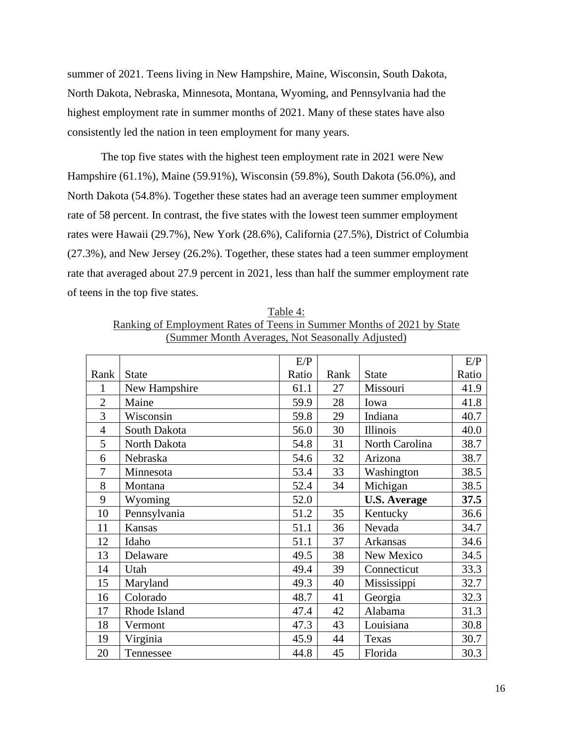summer of 2021. Teens living in New Hampshire, Maine, Wisconsin, South Dakota, North Dakota, Nebraska, Minnesota, Montana, Wyoming, and Pennsylvania had the highest employment rate in summer months of 2021. Many of these states have also consistently led the nation in teen employment for many years.

The top five states with the highest teen employment rate in 2021 were New Hampshire (61.1%), Maine (59.91%), Wisconsin (59.8%), South Dakota (56.0%), and North Dakota (54.8%). Together these states had an average teen summer employment rate of 58 percent. In contrast, the five states with the lowest teen summer employment rates were Hawaii (29.7%), New York (28.6%), California (27.5%), District of Columbia (27.3%), and New Jersey (26.2%). Together, these states had a teen summer employment rate that averaged about 27.9 percent in 2021, less than half the summer employment rate of teens in the top five states.

Table 4:
Ranking of Employment Rates of Teens in Summer Months of 2021 by State
(Summer Month Averages, Not Seasonally Adjusted)

| Rank | State | E/P Ratio | Rank | State | E/P Ratio |
|---|---|---|---|---|---|
| 1 | New Hampshire | 61.1 | 27 | Missouri | 41.9 |
| 2 | Maine | 59.9 | 28 | Iowa | 41.8 |
| 3 | Wisconsin | 59.8 | 29 | Indiana | 40.7 |
| 4 | South Dakota | 56.0 | 30 | Illinois | 40.0 |
| 5 | North Dakota | 54.8 | 31 | North Carolina | 38.7 |
| 6 | Nebraska | 54.6 | 32 | Arizona | 38.7 |
| 7 | Minnesota | 53.4 | 33 | Washington | 38.5 |
| 8 | Montana | 52.4 | 34 | Michigan | 38.5 |
| 9 | Wyoming | 52.0 | | **U.S. Average** | **37.5** |
| 10 | Pennsylvania | 51.2 | 35 | Kentucky | 36.6 |
| 11 | Kansas | 51.1 | 36 | Nevada | 34.7 |
| 12 | Idaho | 51.1 | 37 | Arkansas | 34.6 |
| 13 | Delaware | 49.5 | 38 | New Mexico | 34.5 |
| 14 | Utah | 49.4 | 39 | Connecticut | 33.3 |
| 15 | Maryland | 49.3 | 40 | Mississippi | 32.7 |
| 16 | Colorado | 48.7 | 41 | Georgia | 32.3 |
| 17 | Rhode Island | 47.4 | 42 | Alabama | 31.3 |
| 18 | Vermont | 47.3 | 43 | Louisiana | 30.8 |
| 19 | Virginia | 45.9 | 44 | Texas | 30.7 |
| 20 | Tennessee | 44.8 | 45 | Florida | 30.3 |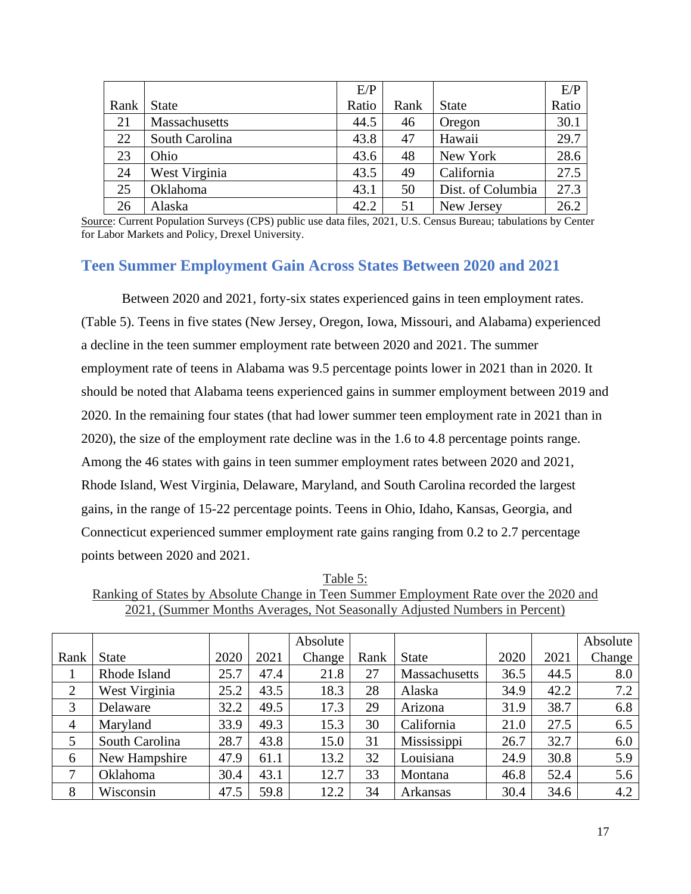| Rank | State | E/P Ratio | Rank | State | E/P Ratio |
|---|---|---|---|---|---|
| 21 | Massachusetts | 44.5 | 46 | Oregon | 30.1 |
| 22 | South Carolina | 43.8 | 47 | Hawaii | 29.7 |
| 23 | Ohio | 43.6 | 48 | New York | 28.6 |
| 24 | West Virginia | 43.5 | 49 | California | 27.5 |
| 25 | Oklahoma | 43.1 | 50 | Dist. of Columbia | 27.3 |
| 26 | Alaska | 42.2 | 51 | New Jersey | 26.2 |

Source: Current Population Surveys (CPS) public use data files, 2021, U.S. Census Bureau; tabulations by Center for Labor Markets and Policy, Drexel University.

## Teen Summer Employment Gain Across States Between 2020 and 2021

Between 2020 and 2021, forty-six states experienced gains in teen employment rates. (Table 5). Teens in five states (New Jersey, Oregon, Iowa, Missouri, and Alabama) experienced a decline in the teen summer employment rate between 2020 and 2021. The summer employment rate of teens in Alabama was 9.5 percentage points lower in 2021 than in 2020. It should be noted that Alabama teens experienced gains in summer employment between 2019 and 2020. In the remaining four states (that had lower summer teen employment rate in 2021 than in 2020), the size of the employment rate decline was in the 1.6 to 4.8 percentage points range. Among the 46 states with gains in teen summer employment rates between 2020 and 2021, Rhode Island, West Virginia, Delaware, Maryland, and South Carolina recorded the largest gains, in the range of 15-22 percentage points. Teens in Ohio, Idaho, Kansas, Georgia, and Connecticut experienced summer employment rate gains ranging from 0.2 to 2.7 percentage points between 2020 and 2021.

Table 5:
Ranking of States by Absolute Change in Teen Summer Employment Rate over the 2020 and 2021, (Summer Months Averages, Not Seasonally Adjusted Numbers in Percent)

| Rank | State | 2020 | 2021 | Absolute Change | Rank | State | 2020 | 2021 | Absolute Change |
|---|---|---|---|---|---|---|---|---|---|
| 1 | Rhode Island | 25.7 | 47.4 | 21.8 | 27 | Massachusetts | 36.5 | 44.5 | 8.0 |
| 2 | West Virginia | 25.2 | 43.5 | 18.3 | 28 | Alaska | 34.9 | 42.2 | 7.2 |
| 3 | Delaware | 32.2 | 49.5 | 17.3 | 29 | Arizona | 31.9 | 38.7 | 6.8 |
| 4 | Maryland | 33.9 | 49.3 | 15.3 | 30 | California | 21.0 | 27.5 | 6.5 |
| 5 | South Carolina | 28.7 | 43.8 | 15.0 | 31 | Mississippi | 26.7 | 32.7 | 6.0 |
| 6 | New Hampshire | 47.9 | 61.1 | 13.2 | 32 | Louisiana | 24.9 | 30.8 | 5.9 |
| 7 | Oklahoma | 30.4 | 43.1 | 12.7 | 33 | Montana | 46.8 | 52.4 | 5.6 |
| 8 | Wisconsin | 47.5 | 59.8 | 12.2 | 34 | Arkansas | 30.4 | 34.6 | 4.2 |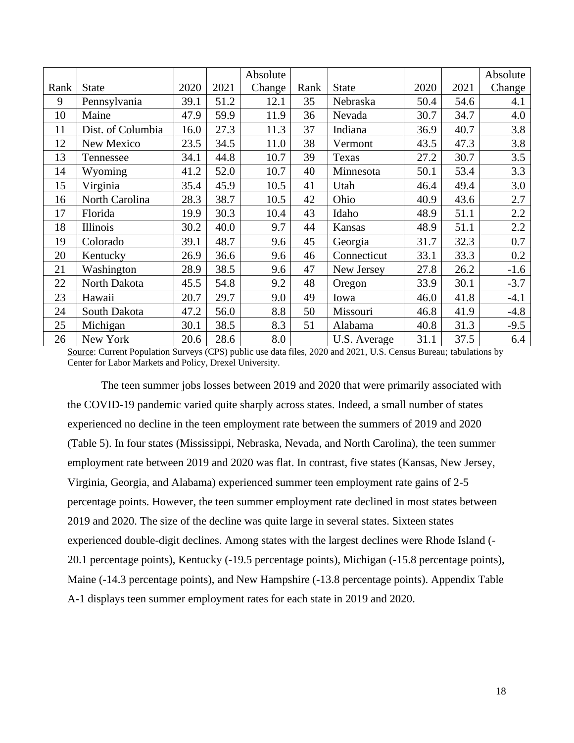| Rank | State | 2020 | 2021 | Absolute Change | Rank | State | 2020 | 2021 | Absolute Change |
|---|---|---|---|---|---|---|---|---|---|
| 9 | Pennsylvania | 39.1 | 51.2 | 12.1 | 35 | Nebraska | 50.4 | 54.6 | 4.1 |
| 10 | Maine | 47.9 | 59.9 | 11.9 | 36 | Nevada | 30.7 | 34.7 | 4.0 |
| 11 | Dist. of Columbia | 16.0 | 27.3 | 11.3 | 37 | Indiana | 36.9 | 40.7 | 3.8 |
| 12 | New Mexico | 23.5 | 34.5 | 11.0 | 38 | Vermont | 43.5 | 47.3 | 3.8 |
| 13 | Tennessee | 34.1 | 44.8 | 10.7 | 39 | Texas | 27.2 | 30.7 | 3.5 |
| 14 | Wyoming | 41.2 | 52.0 | 10.7 | 40 | Minnesota | 50.1 | 53.4 | 3.3 |
| 15 | Virginia | 35.4 | 45.9 | 10.5 | 41 | Utah | 46.4 | 49.4 | 3.0 |
| 16 | North Carolina | 28.3 | 38.7 | 10.5 | 42 | Ohio | 40.9 | 43.6 | 2.7 |
| 17 | Florida | 19.9 | 30.3 | 10.4 | 43 | Idaho | 48.9 | 51.1 | 2.2 |
| 18 | Illinois | 30.2 | 40.0 | 9.7 | 44 | Kansas | 48.9 | 51.1 | 2.2 |
| 19 | Colorado | 39.1 | 48.7 | 9.6 | 45 | Georgia | 31.7 | 32.3 | 0.7 |
| 20 | Kentucky | 26.9 | 36.6 | 9.6 | 46 | Connecticut | 33.1 | 33.3 | 0.2 |
| 21 | Washington | 28.9 | 38.5 | 9.6 | 47 | New Jersey | 27.8 | 26.2 | -1.6 |
| 22 | North Dakota | 45.5 | 54.8 | 9.2 | 48 | Oregon | 33.9 | 30.1 | -3.7 |
| 23 | Hawaii | 20.7 | 29.7 | 9.0 | 49 | Iowa | 46.0 | 41.8 | -4.1 |
| 24 | South Dakota | 47.2 | 56.0 | 8.8 | 50 | Missouri | 46.8 | 41.9 | -4.8 |
| 25 | Michigan | 30.1 | 38.5 | 8.3 | 51 | Alabama | 40.8 | 31.3 | -9.5 |
| 26 | New York | 20.6 | 28.6 | 8.0 | | U.S. Average | 31.1 | 37.5 | 6.4 |

Source: Current Population Surveys (CPS) public use data files, 2020 and 2021, U.S. Census Bureau; tabulations by Center for Labor Markets and Policy, Drexel University.

The teen summer jobs losses between 2019 and 2020 that were primarily associated with the COVID-19 pandemic varied quite sharply across states. Indeed, a small number of states experienced no decline in the teen employment rate between the summers of 2019 and 2020 (Table 5). In four states (Mississippi, Nebraska, Nevada, and North Carolina), the teen summer employment rate between 2019 and 2020 was flat. In contrast, five states (Kansas, New Jersey, Virginia, Georgia, and Alabama) experienced summer teen employment rate gains of 2-5 percentage points. However, the teen summer employment rate declined in most states between 2019 and 2020. The size of the decline was quite large in several states. Sixteen states experienced double-digit declines. Among states with the largest declines were Rhode Island (-20.1 percentage points), Kentucky (-19.5 percentage points), Michigan (-15.8 percentage points), Maine (-14.3 percentage points), and New Hampshire (-13.8 percentage points). Appendix Table A-1 displays teen summer employment rates for each state in 2019 and 2020.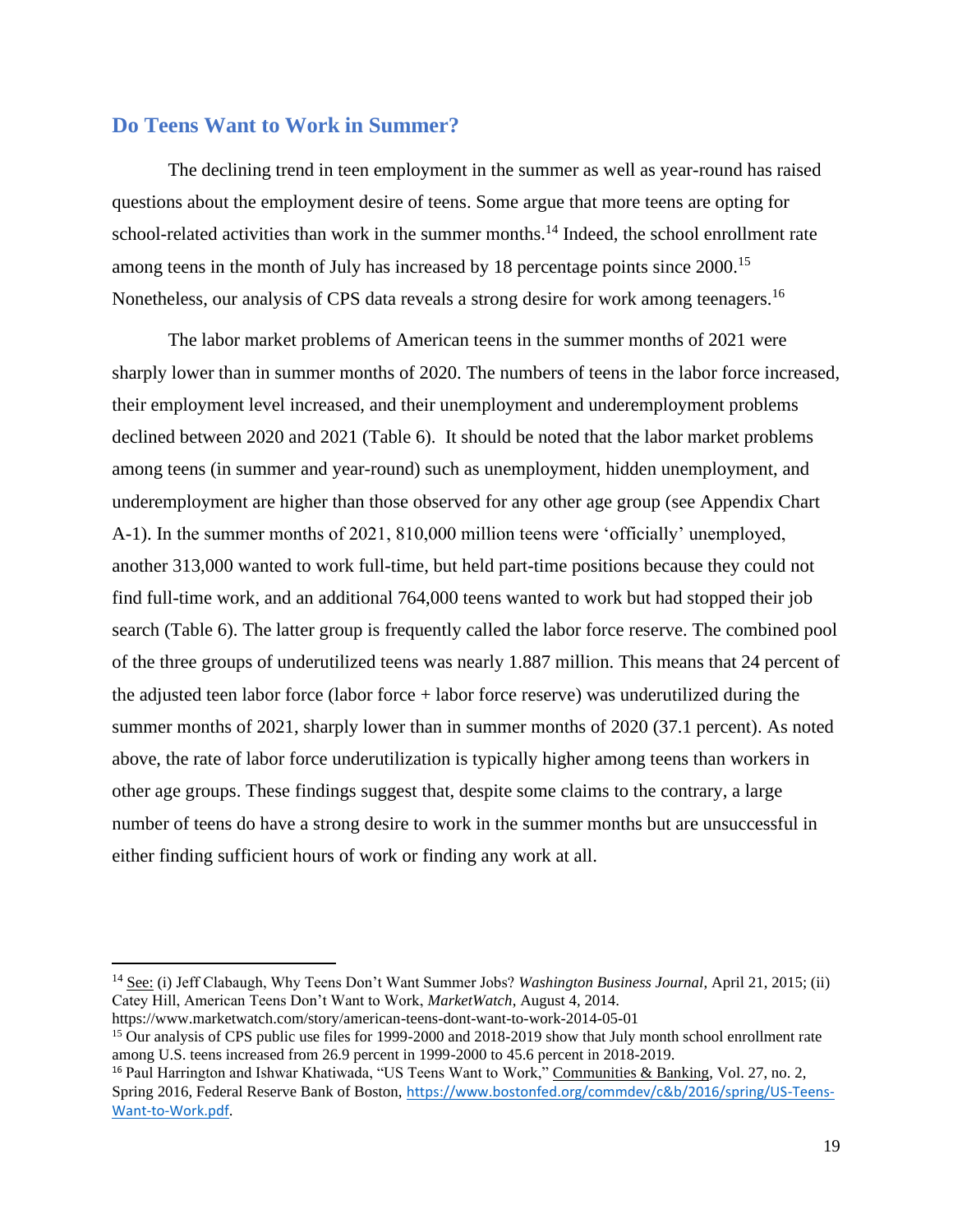## Do Teens Want to Work in Summer?

The declining trend in teen employment in the summer as well as year-round has raised questions about the employment desire of teens. Some argue that more teens are opting for school-related activities than work in the summer months.[14] Indeed, the school enrollment rate among teens in the month of July has increased by 18 percentage points since 2000.[15] Nonetheless, our analysis of CPS data reveals a strong desire for work among teenagers.[16]

The labor market problems of American teens in the summer months of 2021 were sharply lower than in summer months of 2020. The numbers of teens in the labor force increased, their employment level increased, and their unemployment and underemployment problems declined between 2020 and 2021 (Table 6). It should be noted that the labor market problems among teens (in summer and year-round) such as unemployment, hidden unemployment, and underemployment are higher than those observed for any other age group (see Appendix Chart A-1). In the summer months of 2021, 810,000 million teens were 'officially' unemployed, another 313,000 wanted to work full-time, but held part-time positions because they could not find full-time work, and an additional 764,000 teens wanted to work but had stopped their job search (Table 6). The latter group is frequently called the labor force reserve. The combined pool of the three groups of underutilized teens was nearly 1.887 million. This means that 24 percent of the adjusted teen labor force (labor force + labor force reserve) was underutilized during the summer months of 2021, sharply lower than in summer months of 2020 (37.1 percent). As noted above, the rate of labor force underutilization is typically higher among teens than workers in other age groups. These findings suggest that, despite some claims to the contrary, a large number of teens do have a strong desire to work in the summer months but are unsuccessful in either finding sufficient hours of work or finding any work at all.

---

[14] See: (i) Jeff Clabaugh, Why Teens Don't Want Summer Jobs? *Washington Business Journal*, April 21, 2015; (ii) Catey Hill, American Teens Don't Want to Work, *MarketWatch*, August 4, 2014. https://www.marketwatch.com/story/american-teens-dont-want-to-work-2014-05-01

[15] Our analysis of CPS public use files for 1999-2000 and 2018-2019 show that July month school enrollment rate among U.S. teens increased from 26.9 percent in 1999-2000 to 45.6 percent in 2018-2019.

[16] Paul Harrington and Ishwar Khatiwada, "US Teens Want to Work," Communities & Banking, Vol. 27, no. 2, Spring 2016, Federal Reserve Bank of Boston, https://www.bostonfed.org/commdev/c&b/2016/spring/US-Teens-Want-to-Work.pdf.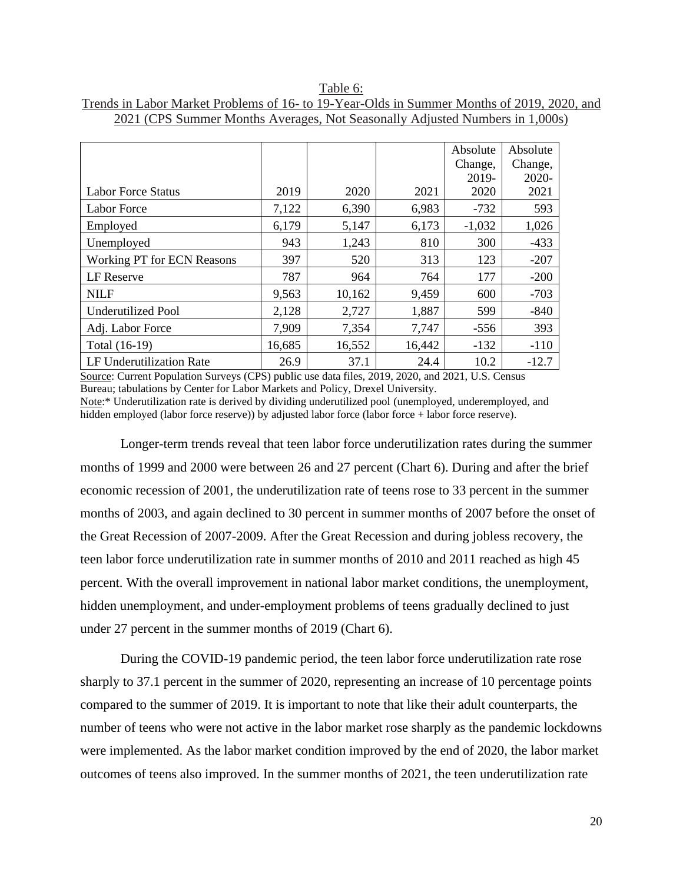Table 6:
Trends in Labor Market Problems of 16- to 19-Year-Olds in Summer Months of 2019, 2020, and 2021 (CPS Summer Months Averages, Not Seasonally Adjusted Numbers in 1,000s)

| Labor Force Status | 2019 | 2020 | 2021 | Absolute Change, 2019-2020 | Absolute Change, 2020-2021 |
|---|---|---|---|---|---|
| Labor Force | 7,122 | 6,390 | 6,983 | -732 | 593 |
| Employed | 6,179 | 5,147 | 6,173 | -1,032 | 1,026 |
| Unemployed | 943 | 1,243 | 810 | 300 | -433 |
| Working PT for ECN Reasons | 397 | 520 | 313 | 123 | -207 |
| LF Reserve | 787 | 964 | 764 | 177 | -200 |
| NILF | 9,563 | 10,162 | 9,459 | 600 | -703 |
| Underutilized Pool | 2,128 | 2,727 | 1,887 | 599 | -840 |
| Adj. Labor Force | 7,909 | 7,354 | 7,747 | -556 | 393 |
| Total (16-19) | 16,685 | 16,552 | 16,442 | -132 | -110 |
| LF Underutilization Rate | 26.9 | 37.1 | 24.4 | 10.2 | -12.7 |

Source: Current Population Surveys (CPS) public use data files, 2019, 2020, and 2021, U.S. Census Bureau; tabulations by Center for Labor Markets and Policy, Drexel University.
Note:* Underutilization rate is derived by dividing underutilized pool (unemployed, underemployed, and hidden employed (labor force reserve)) by adjusted labor force (labor force + labor force reserve).

Longer-term trends reveal that teen labor force underutilization rates during the summer months of 1999 and 2000 were between 26 and 27 percent (Chart 6). During and after the brief economic recession of 2001, the underutilization rate of teens rose to 33 percent in the summer months of 2003, and again declined to 30 percent in summer months of 2007 before the onset of the Great Recession of 2007-2009. After the Great Recession and during jobless recovery, the teen labor force underutilization rate in summer months of 2010 and 2011 reached as high 45 percent. With the overall improvement in national labor market conditions, the unemployment, hidden unemployment, and under-employment problems of teens gradually declined to just under 27 percent in the summer months of 2019 (Chart 6).

During the COVID-19 pandemic period, the teen labor force underutilization rate rose sharply to 37.1 percent in the summer of 2020, representing an increase of 10 percentage points compared to the summer of 2019. It is important to note that like their adult counterparts, the number of teens who were not active in the labor market rose sharply as the pandemic lockdowns were implemented. As the labor market condition improved by the end of 2020, the labor market outcomes of teens also improved. In the summer months of 2021, the teen underutilization rate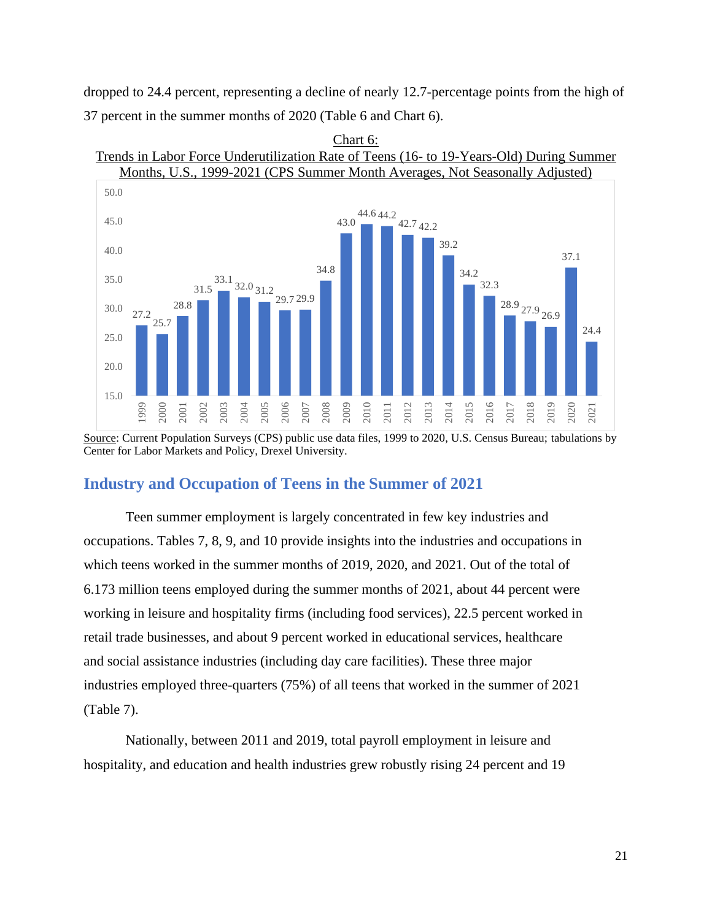dropped to 24.4 percent, representing a decline of nearly 12.7-percentage points from the high of 37 percent in the summer months of 2020 (Table 6 and Chart 6).

Chart 6:
Trends in Labor Force Underutilization Rate of Teens (16- to 19-Years-Old) During Summer Months, U.S., 1999-2021 (CPS Summer Month Averages, Not Seasonally Adjusted)

| Year | Rate |
|---|---|
| 1999 | 27.2 |
| 2000 | 25.7 |
| 2001 | 28.8 |
| 2002 | 31.5 |
| 2003 | 33.1 |
| 2004 | 32.0 |
| 2005 | 31.2 |
| 2006 | 29.7 |
| 2007 | 29.9 |
| 2008 | 34.8 |
| 2009 | 43.0 |
| 2010 | 44.6 |
| 2011 | 44.2 |
| 2012 | 42.7 |
| 2013 | 42.2 |
| 2014 | 39.2 |
| 2015 | 34.2 |
| 2016 | 32.3 |
| 2017 | 28.9 |
| 2018 | 27.9 |
| 2019 | 26.9 |
| 2020 | 37.1 |
| 2021 | 24.4 |

Source: Current Population Surveys (CPS) public use data files, 1999 to 2020, U.S. Census Bureau; tabulations by Center for Labor Markets and Policy, Drexel University.

## Industry and Occupation of Teens in the Summer of 2021

Teen summer employment is largely concentrated in few key industries and occupations. Tables 7, 8, 9, and 10 provide insights into the industries and occupations in which teens worked in the summer months of 2019, 2020, and 2021. Out of the total of 6.173 million teens employed during the summer months of 2021, about 44 percent were working in leisure and hospitality firms (including food services), 22.5 percent worked in retail trade businesses, and about 9 percent worked in educational services, healthcare and social assistance industries (including day care facilities). These three major industries employed three-quarters (75%) of all teens that worked in the summer of 2021 (Table 7).

Nationally, between 2011 and 2019, total payroll employment in leisure and hospitality, and education and health industries grew robustly rising 24 percent and 19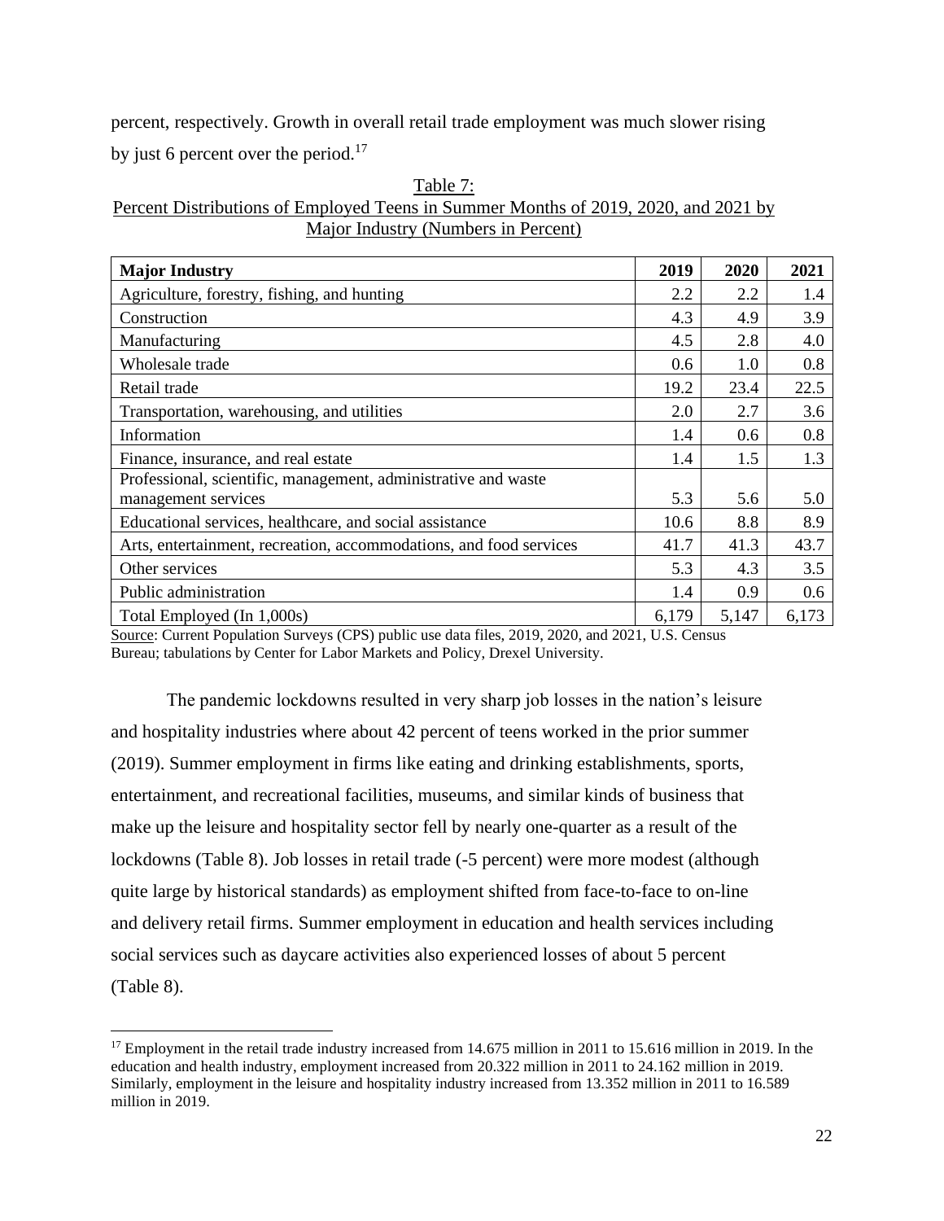percent, respectively. Growth in overall retail trade employment was much slower rising by just 6 percent over the period.[17]

Table 7:
Percent Distributions of Employed Teens in Summer Months of 2019, 2020, and 2021 by Major Industry (Numbers in Percent)

| Major Industry | 2019 | 2020 | 2021 |
|---|---|---|---|
| Agriculture, forestry, fishing, and hunting | 2.2 | 2.2 | 1.4 |
| Construction | 4.3 | 4.9 | 3.9 |
| Manufacturing | 4.5 | 2.8 | 4.0 |
| Wholesale trade | 0.6 | 1.0 | 0.8 |
| Retail trade | 19.2 | 23.4 | 22.5 |
| Transportation, warehousing, and utilities | 2.0 | 2.7 | 3.6 |
| Information | 1.4 | 0.6 | 0.8 |
| Finance, insurance, and real estate | 1.4 | 1.5 | 1.3 |
| Professional, scientific, management, administrative and waste management services | 5.3 | 5.6 | 5.0 |
| Educational services, healthcare, and social assistance | 10.6 | 8.8 | 8.9 |
| Arts, entertainment, recreation, accommodations, and food services | 41.7 | 41.3 | 43.7 |
| Other services | 5.3 | 4.3 | 3.5 |
| Public administration | 1.4 | 0.9 | 0.6 |
| Total Employed (In 1,000s) | 6,179 | 5,147 | 6,173 |

Source: Current Population Surveys (CPS) public use data files, 2019, 2020, and 2021, U.S. Census Bureau; tabulations by Center for Labor Markets and Policy, Drexel University.

The pandemic lockdowns resulted in very sharp job losses in the nation's leisure and hospitality industries where about 42 percent of teens worked in the prior summer (2019). Summer employment in firms like eating and drinking establishments, sports, entertainment, and recreational facilities, museums, and similar kinds of business that make up the leisure and hospitality sector fell by nearly one-quarter as a result of the lockdowns (Table 8). Job losses in retail trade (-5 percent) were more modest (although quite large by historical standards) as employment shifted from face-to-face to on-line and delivery retail firms. Summer employment in education and health services including social services such as daycare activities also experienced losses of about 5 percent (Table 8).

[17] Employment in the retail trade industry increased from 14.675 million in 2011 to 15.616 million in 2019. In the education and health industry, employment increased from 20.322 million in 2011 to 24.162 million in 2019. Similarly, employment in the leisure and hospitality industry increased from 13.352 million in 2011 to 16.589 million in 2019.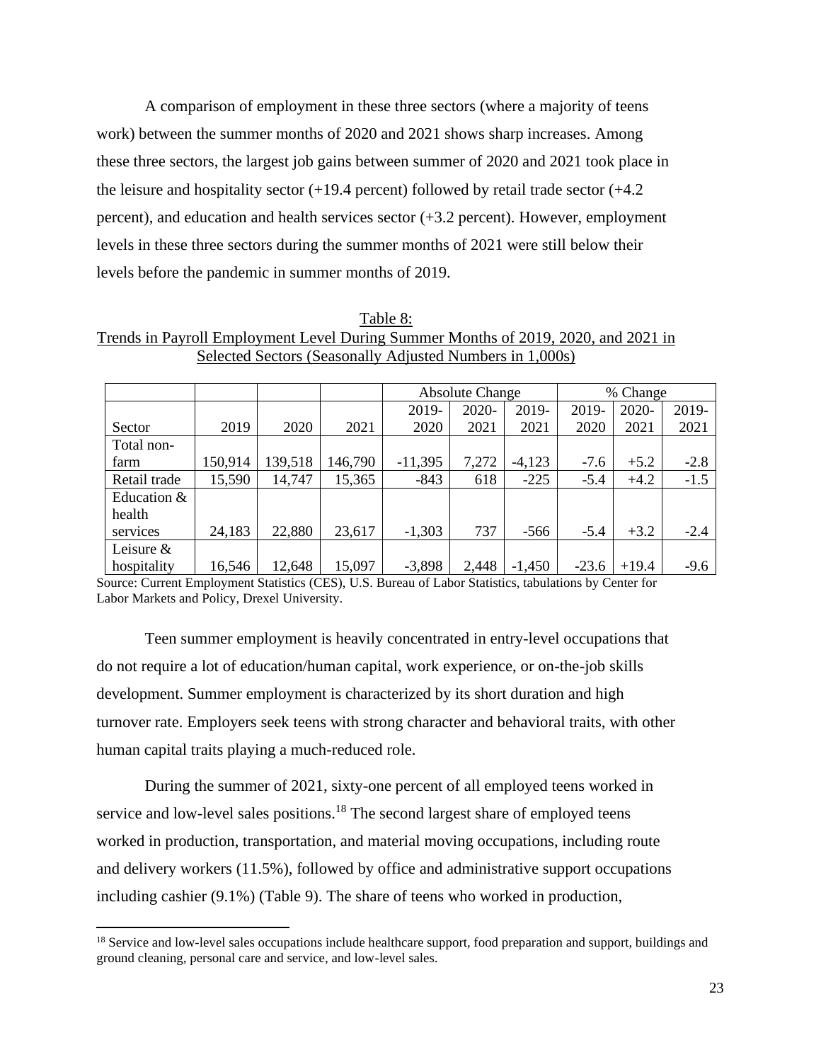A comparison of employment in these three sectors (where a majority of teens work) between the summer months of 2020 and 2021 shows sharp increases. Among these three sectors, the largest job gains between summer of 2020 and 2021 took place in the leisure and hospitality sector (+19.4 percent) followed by retail trade sector (+4.2 percent), and education and health services sector (+3.2 percent). However, employment levels in these three sectors during the summer months of 2021 were still below their levels before the pandemic in summer months of 2019.

Table 8:
Trends in Payroll Employment Level During Summer Months of 2019, 2020, and 2021 in Selected Sectors (Seasonally Adjusted Numbers in 1,000s)

| | | | | Absolute Change | | | % Change | | |
|---|---|---|---|---|---|---|---|---|---|
| Sector | 2019 | 2020 | 2021 | 2019-2020 | 2020-2021 | 2019-2021 | 2019-2020 | 2020-2021 | 2019-2021 |
| Total non-farm | 150,914 | 139,518 | 146,790 | -11,395 | 7,272 | -4,123 | -7.6 | +5.2 | -2.8 |
| Retail trade | 15,590 | 14,747 | 15,365 | -843 | 618 | -225 | -5.4 | +4.2 | -1.5 |
| Education & health services | 24,183 | 22,880 | 23,617 | -1,303 | 737 | -566 | -5.4 | +3.2 | -2.4 |
| Leisure & hospitality | 16,546 | 12,648 | 15,097 | -3,898 | 2,448 | -1,450 | -23.6 | +19.4 | -9.6 |

Source: Current Employment Statistics (CES), U.S. Bureau of Labor Statistics, tabulations by Center for Labor Markets and Policy, Drexel University.

Teen summer employment is heavily concentrated in entry-level occupations that do not require a lot of education/human capital, work experience, or on-the-job skills development. Summer employment is characterized by its short duration and high turnover rate. Employers seek teens with strong character and behavioral traits, with other human capital traits playing a much-reduced role.

During the summer of 2021, sixty-one percent of all employed teens worked in service and low-level sales positions.[18] The second largest share of employed teens worked in production, transportation, and material moving occupations, including route and delivery workers (11.5%), followed by office and administrative support occupations including cashier (9.1%) (Table 9). The share of teens who worked in production,

[18] Service and low-level sales occupations include healthcare support, food preparation and support, buildings and ground cleaning, personal care and service, and low-level sales.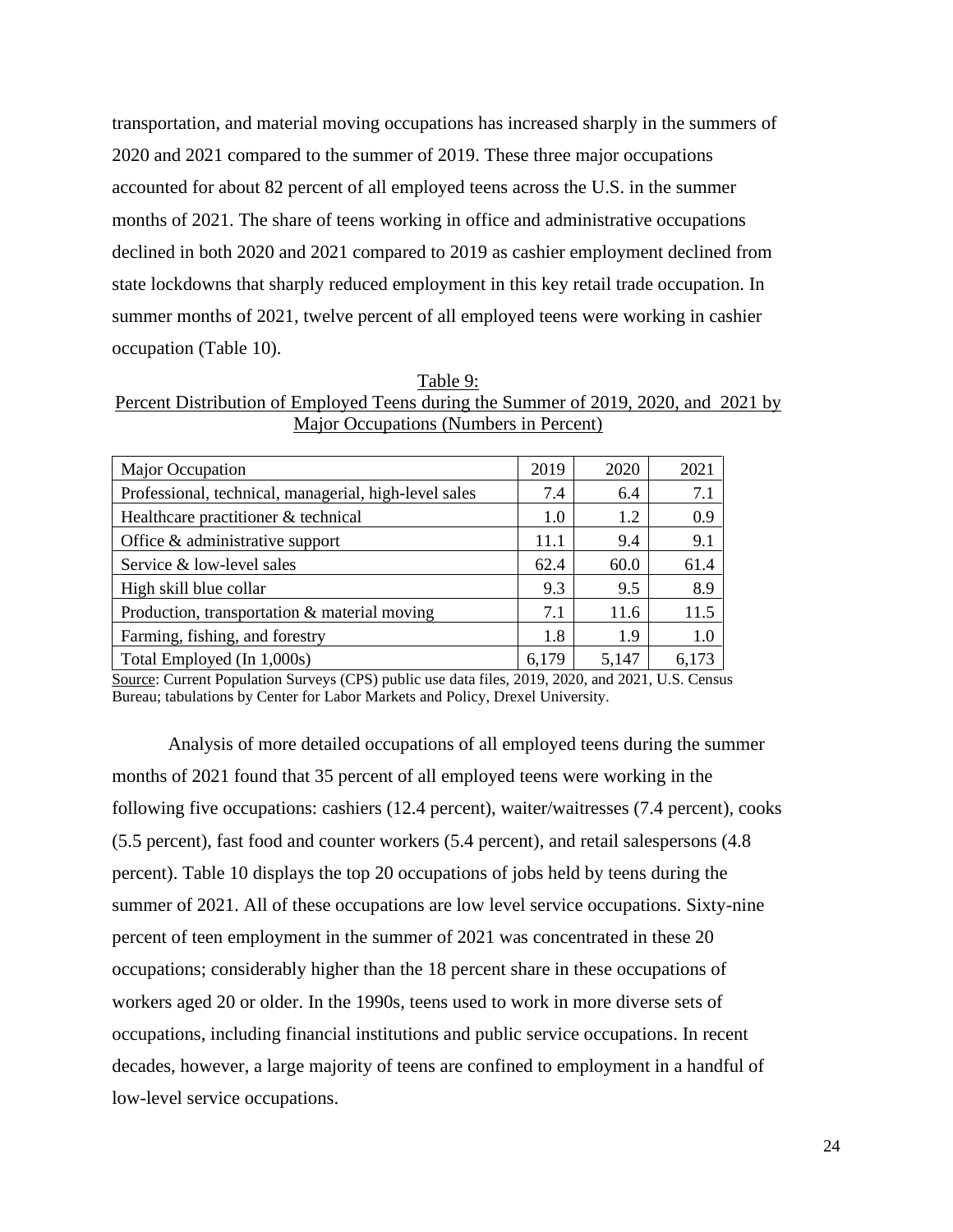transportation, and material moving occupations has increased sharply in the summers of 2020 and 2021 compared to the summer of 2019. These three major occupations accounted for about 82 percent of all employed teens across the U.S. in the summer months of 2021. The share of teens working in office and administrative occupations declined in both 2020 and 2021 compared to 2019 as cashier employment declined from state lockdowns that sharply reduced employment in this key retail trade occupation. In summer months of 2021, twelve percent of all employed teens were working in cashier occupation (Table 10).

Table 9:
Percent Distribution of Employed Teens during the Summer of 2019, 2020, and 2021 by Major Occupations (Numbers in Percent)

| Major Occupation | 2019 | 2020 | 2021 |
|---|---|---|---|
| Professional, technical, managerial, high-level sales | 7.4 | 6.4 | 7.1 |
| Healthcare practitioner & technical | 1.0 | 1.2 | 0.9 |
| Office & administrative support | 11.1 | 9.4 | 9.1 |
| Service & low-level sales | 62.4 | 60.0 | 61.4 |
| High skill blue collar | 9.3 | 9.5 | 8.9 |
| Production, transportation & material moving | 7.1 | 11.6 | 11.5 |
| Farming, fishing, and forestry | 1.8 | 1.9 | 1.0 |
| Total Employed (In 1,000s) | 6,179 | 5,147 | 6,173 |

Source: Current Population Surveys (CPS) public use data files, 2019, 2020, and 2021, U.S. Census Bureau; tabulations by Center for Labor Markets and Policy, Drexel University.

Analysis of more detailed occupations of all employed teens during the summer months of 2021 found that 35 percent of all employed teens were working in the following five occupations: cashiers (12.4 percent), waiter/waitresses (7.4 percent), cooks (5.5 percent), fast food and counter workers (5.4 percent), and retail salespersons (4.8 percent). Table 10 displays the top 20 occupations of jobs held by teens during the summer of 2021. All of these occupations are low level service occupations. Sixty-nine percent of teen employment in the summer of 2021 was concentrated in these 20 occupations; considerably higher than the 18 percent share in these occupations of workers aged 20 or older. In the 1990s, teens used to work in more diverse sets of occupations, including financial institutions and public service occupations. In recent decades, however, a large majority of teens are confined to employment in a handful of low-level service occupations.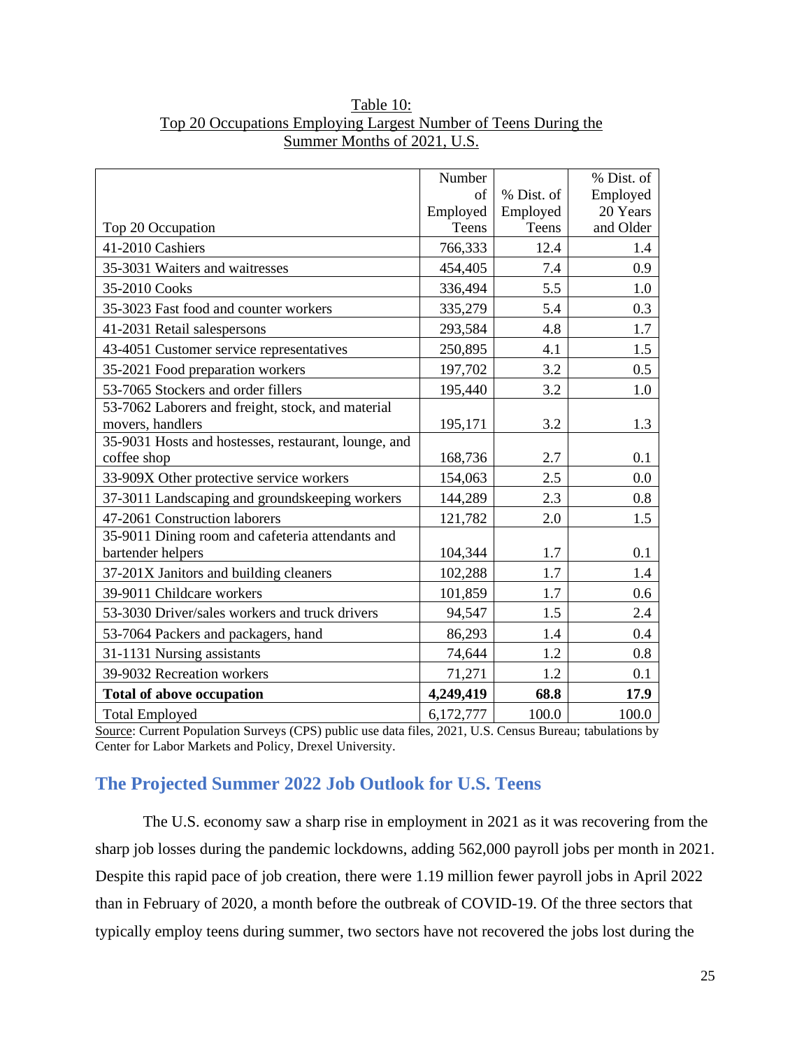Table 10:
Top 20 Occupations Employing Largest Number of Teens During the Summer Months of 2021, U.S.

| Top 20 Occupation | Number of Employed Teens | % Dist. of Employed Teens | % Dist. of Employed 20 Years and Older |
|---|---|---|---|
| 41-2010 Cashiers | 766,333 | 12.4 | 1.4 |
| 35-3031 Waiters and waitresses | 454,405 | 7.4 | 0.9 |
| 35-2010 Cooks | 336,494 | 5.5 | 1.0 |
| 35-3023 Fast food and counter workers | 335,279 | 5.4 | 0.3 |
| 41-2031 Retail salespersons | 293,584 | 4.8 | 1.7 |
| 43-4051 Customer service representatives | 250,895 | 4.1 | 1.5 |
| 35-2021 Food preparation workers | 197,702 | 3.2 | 0.5 |
| 53-7065 Stockers and order fillers | 195,440 | 3.2 | 1.0 |
| 53-7062 Laborers and freight, stock, and material movers, handlers | 195,171 | 3.2 | 1.3 |
| 35-9031 Hosts and hostesses, restaurant, lounge, and coffee shop | 168,736 | 2.7 | 0.1 |
| 33-909X Other protective service workers | 154,063 | 2.5 | 0.0 |
| 37-3011 Landscaping and groundskeeping workers | 144,289 | 2.3 | 0.8 |
| 47-2061 Construction laborers | 121,782 | 2.0 | 1.5 |
| 35-9011 Dining room and cafeteria attendants and bartender helpers | 104,344 | 1.7 | 0.1 |
| 37-201X Janitors and building cleaners | 102,288 | 1.7 | 1.4 |
| 39-9011 Childcare workers | 101,859 | 1.7 | 0.6 |
| 53-3030 Driver/sales workers and truck drivers | 94,547 | 1.5 | 2.4 |
| 53-7064 Packers and packagers, hand | 86,293 | 1.4 | 0.4 |
| 31-1131 Nursing assistants | 74,644 | 1.2 | 0.8 |
| 39-9032 Recreation workers | 71,271 | 1.2 | 0.1 |
| **Total of above occupation** | **4,249,419** | **68.8** | **17.9** |
| Total Employed | 6,172,777 | 100.0 | 100.0 |

Source: Current Population Surveys (CPS) public use data files, 2021, U.S. Census Bureau; tabulations by Center for Labor Markets and Policy, Drexel University.

## The Projected Summer 2022 Job Outlook for U.S. Teens

The U.S. economy saw a sharp rise in employment in 2021 as it was recovering from the sharp job losses during the pandemic lockdowns, adding 562,000 payroll jobs per month in 2021. Despite this rapid pace of job creation, there were 1.19 million fewer payroll jobs in April 2022 than in February of 2020, a month before the outbreak of COVID-19. Of the three sectors that typically employ teens during summer, two sectors have not recovered the jobs lost during the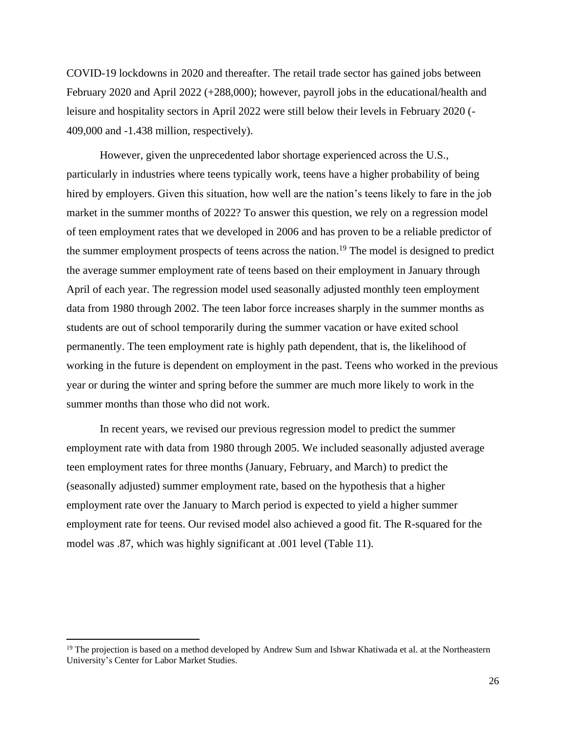COVID-19 lockdowns in 2020 and thereafter. The retail trade sector has gained jobs between February 2020 and April 2022 (+288,000); however, payroll jobs in the educational/health and leisure and hospitality sectors in April 2022 were still below their levels in February 2020 (-409,000 and -1.438 million, respectively).

However, given the unprecedented labor shortage experienced across the U.S., particularly in industries where teens typically work, teens have a higher probability of being hired by employers. Given this situation, how well are the nation's teens likely to fare in the job market in the summer months of 2022? To answer this question, we rely on a regression model of teen employment rates that we developed in 2006 and has proven to be a reliable predictor of the summer employment prospects of teens across the nation.[19] The model is designed to predict the average summer employment rate of teens based on their employment in January through April of each year. The regression model used seasonally adjusted monthly teen employment data from 1980 through 2002. The teen labor force increases sharply in the summer months as students are out of school temporarily during the summer vacation or have exited school permanently. The teen employment rate is highly path dependent, that is, the likelihood of working in the future is dependent on employment in the past. Teens who worked in the previous year or during the winter and spring before the summer are much more likely to work in the summer months than those who did not work.

In recent years, we revised our previous regression model to predict the summer employment rate with data from 1980 through 2005. We included seasonally adjusted average teen employment rates for three months (January, February, and March) to predict the (seasonally adjusted) summer employment rate, based on the hypothesis that a higher employment rate over the January to March period is expected to yield a higher summer employment rate for teens. Our revised model also achieved a good fit. The R-squared for the model was .87, which was highly significant at .001 level (Table 11).

[19] The projection is based on a method developed by Andrew Sum and Ishwar Khatiwada et al. at the Northeastern University's Center for Labor Market Studies.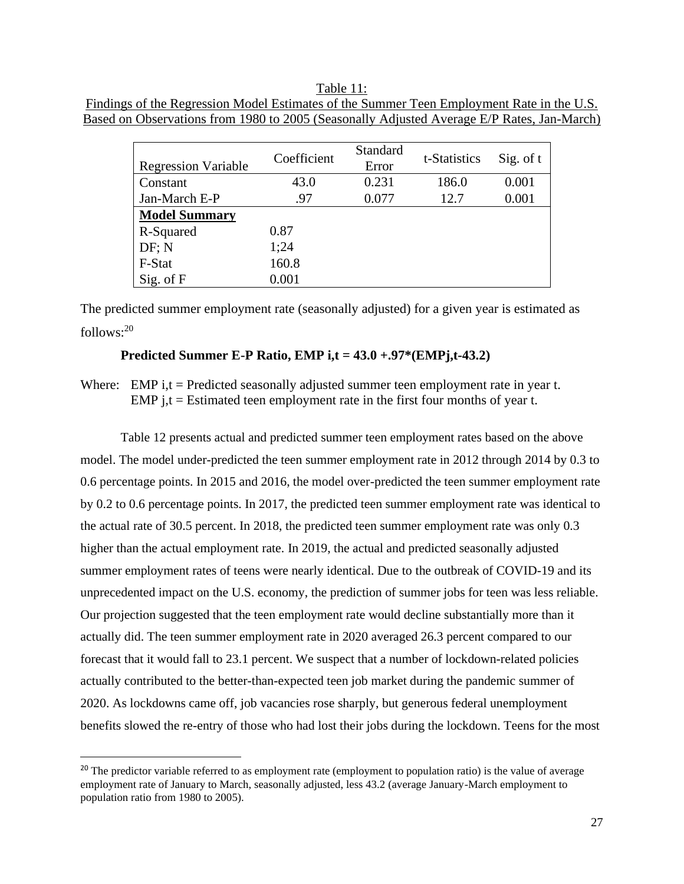Table 11:
Findings of the Regression Model Estimates of the Summer Teen Employment Rate in the U.S. Based on Observations from 1980 to 2005 (Seasonally Adjusted Average E/P Rates, Jan-March)

| Regression Variable | Coefficient | Standard Error | t-Statistics | Sig. of t |
|---|---|---|---|---|
| Constant | 43.0 | 0.231 | 186.0 | 0.001 |
| Jan-March E-P | .97 | 0.077 | 12.7 | 0.001 |
| **Model Summary** | | | | |
| R-Squared | 0.87 | | | |
| DF; N | 1;24 | | | |
| F-Stat | 160.8 | | | |
| Sig. of F | 0.001 | | | |

The predicted summer employment rate (seasonally adjusted) for a given year is estimated as follows:[20]

**Predicted Summer E-P Ratio, EMP i,t = 43.0 +.97*(EMPj,t-43.2)**

Where: EMP i,t = Predicted seasonally adjusted summer teen employment rate in year t.
EMP j,t = Estimated teen employment rate in the first four months of year t.

Table 12 presents actual and predicted summer teen employment rates based on the above model. The model under-predicted the teen summer employment rate in 2012 through 2014 by 0.3 to 0.6 percentage points. In 2015 and 2016, the model over-predicted the teen summer employment rate by 0.2 to 0.6 percentage points. In 2017, the predicted teen summer employment rate was identical to the actual rate of 30.5 percent. In 2018, the predicted teen summer employment rate was only 0.3 higher than the actual employment rate. In 2019, the actual and predicted seasonally adjusted summer employment rates of teens were nearly identical. Due to the outbreak of COVID-19 and its unprecedented impact on the U.S. economy, the prediction of summer jobs for teen was less reliable. Our projection suggested that the teen employment rate would decline substantially more than it actually did. The teen summer employment rate in 2020 averaged 26.3 percent compared to our forecast that it would fall to 23.1 percent. We suspect that a number of lockdown-related policies actually contributed to the better-than-expected teen job market during the pandemic summer of 2020. As lockdowns came off, job vacancies rose sharply, but generous federal unemployment benefits slowed the re-entry of those who had lost their jobs during the lockdown. Teens for the most

[20] The predictor variable referred to as employment rate (employment to population ratio) is the value of average employment rate of January to March, seasonally adjusted, less 43.2 (average January-March employment to population ratio from 1980 to 2005).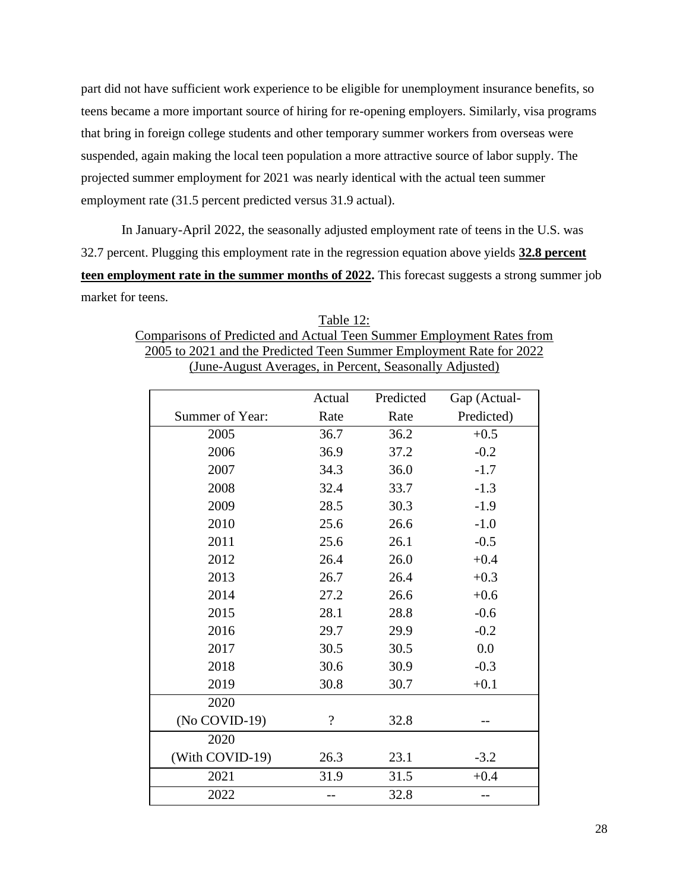part did not have sufficient work experience to be eligible for unemployment insurance benefits, so teens became a more important source of hiring for re-opening employers. Similarly, visa programs that bring in foreign college students and other temporary summer workers from overseas were suspended, again making the local teen population a more attractive source of labor supply. The projected summer employment for 2021 was nearly identical with the actual teen summer employment rate (31.5 percent predicted versus 31.9 actual).

In January-April 2022, the seasonally adjusted employment rate of teens in the U.S. was 32.7 percent. Plugging this employment rate in the regression equation above yields **32.8 percent teen employment rate in the summer months of 2022.** This forecast suggests a strong summer job market for teens.

Table 12:
Comparisons of Predicted and Actual Teen Summer Employment Rates from 2005 to 2021 and the Predicted Teen Summer Employment Rate for 2022
(June-August Averages, in Percent, Seasonally Adjusted)

| Summer of Year: | Actual Rate | Predicted Rate | Gap (Actual-Predicted) |
|---|---|---|---|
| 2005 | 36.7 | 36.2 | +0.5 |
| 2006 | 36.9 | 37.2 | -0.2 |
| 2007 | 34.3 | 36.0 | -1.7 |
| 2008 | 32.4 | 33.7 | -1.3 |
| 2009 | 28.5 | 30.3 | -1.9 |
| 2010 | 25.6 | 26.6 | -1.0 |
| 2011 | 25.6 | 26.1 | -0.5 |
| 2012 | 26.4 | 26.0 | +0.4 |
| 2013 | 26.7 | 26.4 | +0.3 |
| 2014 | 27.2 | 26.6 | +0.6 |
| 2015 | 28.1 | 28.8 | -0.6 |
| 2016 | 29.7 | 29.9 | -0.2 |
| 2017 | 30.5 | 30.5 | 0.0 |
| 2018 | 30.6 | 30.9 | -0.3 |
| 2019 | 30.8 | 30.7 | +0.1 |
| 2020 (No COVID-19) | ? | 32.8 | -- |
| 2020 (With COVID-19) | 26.3 | 23.1 | -3.2 |
| 2021 | 31.9 | 31.5 | +0.4 |
| 2022 | -- | 32.8 | -- |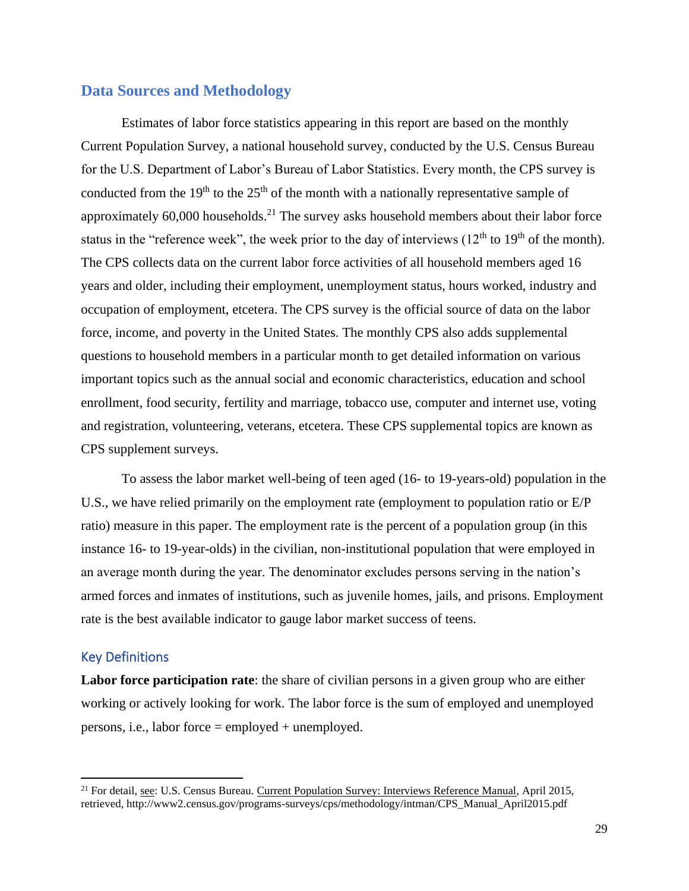## Data Sources and Methodology

Estimates of labor force statistics appearing in this report are based on the monthly Current Population Survey, a national household survey, conducted by the U.S. Census Bureau for the U.S. Department of Labor's Bureau of Labor Statistics. Every month, the CPS survey is conducted from the 19th to the 25th of the month with a nationally representative sample of approximately 60,000 households.[21] The survey asks household members about their labor force status in the "reference week", the week prior to the day of interviews (12th to 19th of the month). The CPS collects data on the current labor force activities of all household members aged 16 years and older, including their employment, unemployment status, hours worked, industry and occupation of employment, etcetera. The CPS survey is the official source of data on the labor force, income, and poverty in the United States. The monthly CPS also adds supplemental questions to household members in a particular month to get detailed information on various important topics such as the annual social and economic characteristics, education and school enrollment, food security, fertility and marriage, tobacco use, computer and internet use, voting and registration, volunteering, veterans, etcetera. These CPS supplemental topics are known as CPS supplement surveys.

To assess the labor market well-being of teen aged (16- to 19-years-old) population in the U.S., we have relied primarily on the employment rate (employment to population ratio or E/P ratio) measure in this paper. The employment rate is the percent of a population group (in this instance 16- to 19-year-olds) in the civilian, non-institutional population that were employed in an average month during the year. The denominator excludes persons serving in the nation's armed forces and inmates of institutions, such as juvenile homes, jails, and prisons. Employment rate is the best available indicator to gauge labor market success of teens.

### Key Definitions

**Labor force participation rate**: the share of civilian persons in a given group who are either working or actively looking for work. The labor force is the sum of employed and unemployed persons, i.e., labor force = employed + unemployed.

---

[21] For detail, see: U.S. Census Bureau. Current Population Survey: Interviews Reference Manual, April 2015, retrieved, http://www2.census.gov/programs-surveys/cps/methodology/intman/CPS_Manual_April2015.pdf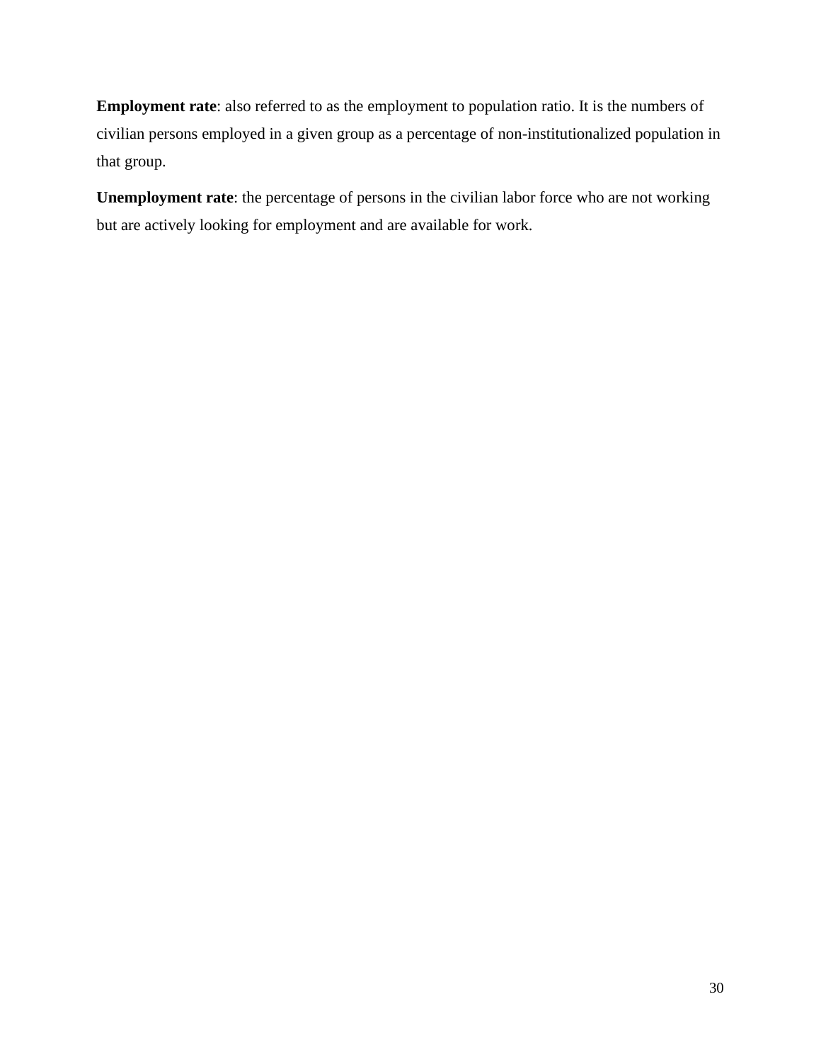**Employment rate**: also referred to as the employment to population ratio. It is the numbers of civilian persons employed in a given group as a percentage of non-institutionalized population in that group.

**Unemployment rate**: the percentage of persons in the civilian labor force who are not working but are actively looking for employment and are available for work.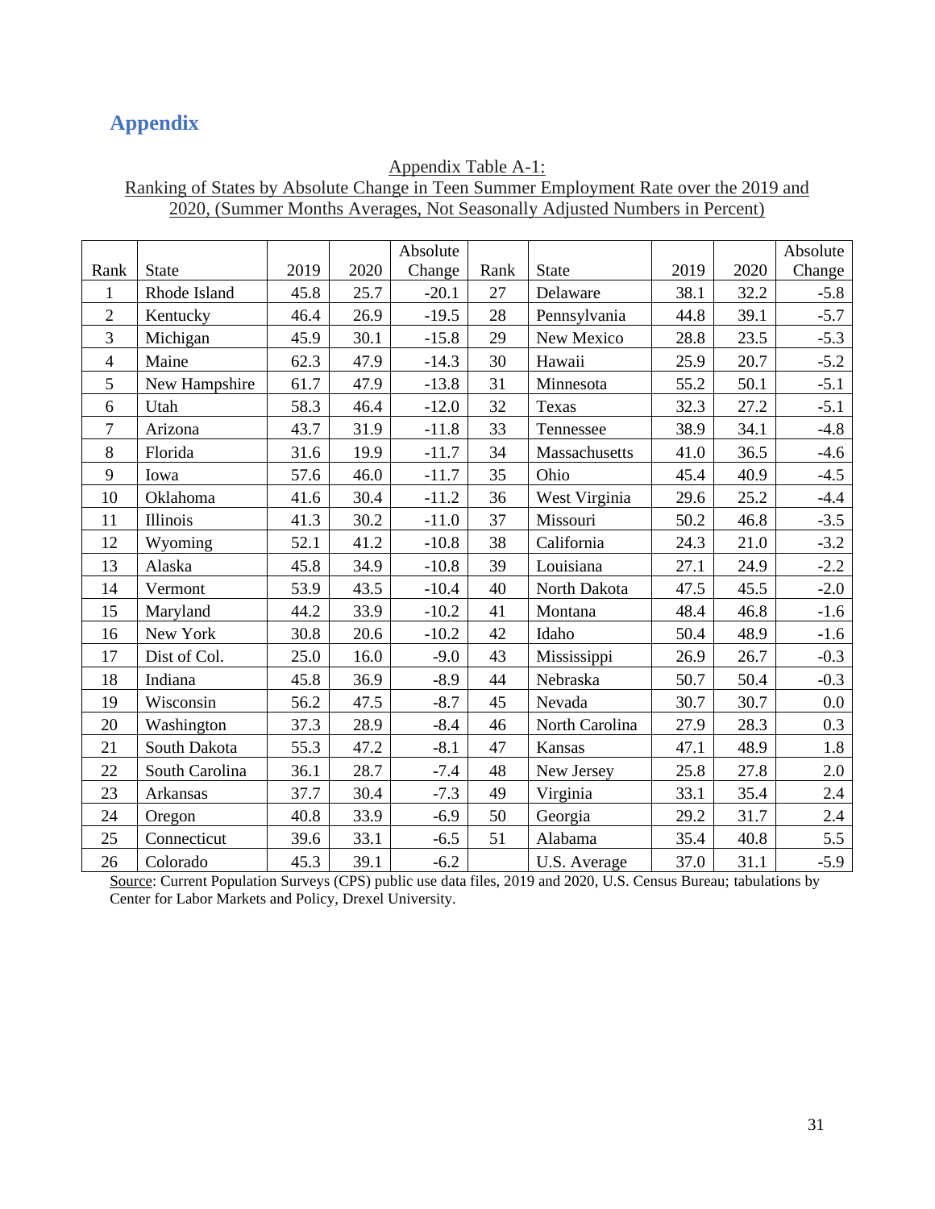## Appendix

Appendix Table A-1:
Ranking of States by Absolute Change in Teen Summer Employment Rate over the 2019 and 2020, (Summer Months Averages, Not Seasonally Adjusted Numbers in Percent)

| Rank | State | 2019 | 2020 | Absolute Change | Rank | State | 2019 | 2020 | Absolute Change |
|---|---|---|---|---|---|---|---|---|---|
| 1 | Rhode Island | 45.8 | 25.7 | -20.1 | 27 | Delaware | 38.1 | 32.2 | -5.8 |
| 2 | Kentucky | 46.4 | 26.9 | -19.5 | 28 | Pennsylvania | 44.8 | 39.1 | -5.7 |
| 3 | Michigan | 45.9 | 30.1 | -15.8 | 29 | New Mexico | 28.8 | 23.5 | -5.3 |
| 4 | Maine | 62.3 | 47.9 | -14.3 | 30 | Hawaii | 25.9 | 20.7 | -5.2 |
| 5 | New Hampshire | 61.7 | 47.9 | -13.8 | 31 | Minnesota | 55.2 | 50.1 | -5.1 |
| 6 | Utah | 58.3 | 46.4 | -12.0 | 32 | Texas | 32.3 | 27.2 | -5.1 |
| 7 | Arizona | 43.7 | 31.9 | -11.8 | 33 | Tennessee | 38.9 | 34.1 | -4.8 |
| 8 | Florida | 31.6 | 19.9 | -11.7 | 34 | Massachusetts | 41.0 | 36.5 | -4.6 |
| 9 | Iowa | 57.6 | 46.0 | -11.7 | 35 | Ohio | 45.4 | 40.9 | -4.5 |
| 10 | Oklahoma | 41.6 | 30.4 | -11.2 | 36 | West Virginia | 29.6 | 25.2 | -4.4 |
| 11 | Illinois | 41.3 | 30.2 | -11.0 | 37 | Missouri | 50.2 | 46.8 | -3.5 |
| 12 | Wyoming | 52.1 | 41.2 | -10.8 | 38 | California | 24.3 | 21.0 | -3.2 |
| 13 | Alaska | 45.8 | 34.9 | -10.8 | 39 | Louisiana | 27.1 | 24.9 | -2.2 |
| 14 | Vermont | 53.9 | 43.5 | -10.4 | 40 | North Dakota | 47.5 | 45.5 | -2.0 |
| 15 | Maryland | 44.2 | 33.9 | -10.2 | 41 | Montana | 48.4 | 46.8 | -1.6 |
| 16 | New York | 30.8 | 20.6 | -10.2 | 42 | Idaho | 50.4 | 48.9 | -1.6 |
| 17 | Dist of Col. | 25.0 | 16.0 | -9.0 | 43 | Mississippi | 26.9 | 26.7 | -0.3 |
| 18 | Indiana | 45.8 | 36.9 | -8.9 | 44 | Nebraska | 50.7 | 50.4 | -0.3 |
| 19 | Wisconsin | 56.2 | 47.5 | -8.7 | 45 | Nevada | 30.7 | 30.7 | 0.0 |
| 20 | Washington | 37.3 | 28.9 | -8.4 | 46 | North Carolina | 27.9 | 28.3 | 0.3 |
| 21 | South Dakota | 55.3 | 47.2 | -8.1 | 47 | Kansas | 47.1 | 48.9 | 1.8 |
| 22 | South Carolina | 36.1 | 28.7 | -7.4 | 48 | New Jersey | 25.8 | 27.8 | 2.0 |
| 23 | Arkansas | 37.7 | 30.4 | -7.3 | 49 | Virginia | 33.1 | 35.4 | 2.4 |
| 24 | Oregon | 40.8 | 33.9 | -6.9 | 50 | Georgia | 29.2 | 31.7 | 2.4 |
| 25 | Connecticut | 39.6 | 33.1 | -6.5 | 51 | Alabama | 35.4 | 40.8 | 5.5 |
| 26 | Colorado | 45.3 | 39.1 | -6.2 | | U.S. Average | 37.0 | 31.1 | -5.9 |

Source: Current Population Surveys (CPS) public use data files, 2019 and 2020, U.S. Census Bureau; tabulations by Center for Labor Markets and Policy, Drexel University.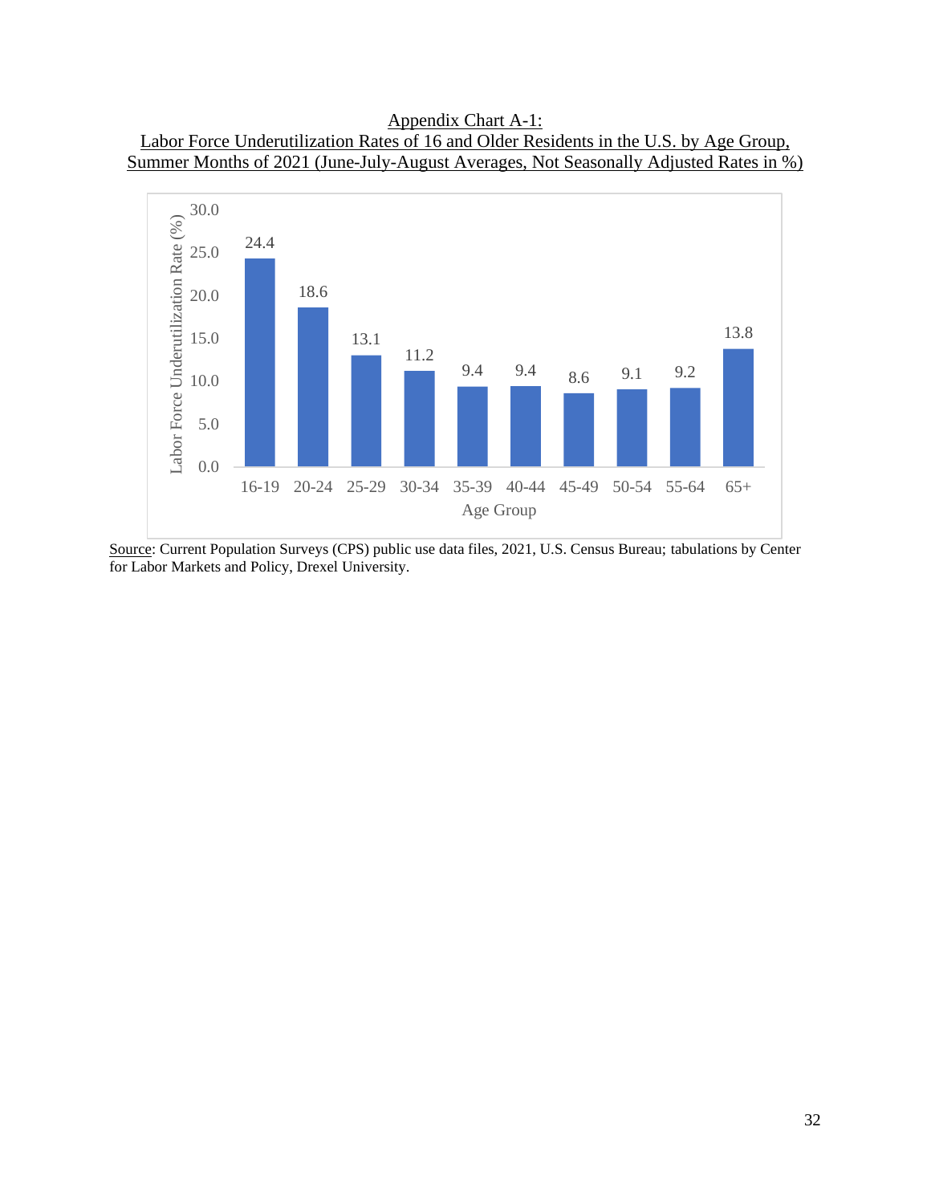Appendix Chart A-1:
Labor Force Underutilization Rates of 16 and Older Residents in the U.S. by Age Group, Summer Months of 2021 (June-July-August Averages, Not Seasonally Adjusted Rates in %)

Labor Force Underutilization Rate (%)

30.0
25.0
20.0
15.0
10.0
5.0
0.0

24.4
18.6
13.1
11.2
9.4
9.4
8.6
9.1
9.2
13.8

16-19 20-24 25-29 30-34 35-39 40-44 45-49 50-54 55-64 65+

Age Group

Source: Current Population Surveys (CPS) public use data files, 2021, U.S. Census Bureau; tabulations by Center for Labor Markets and Policy, Drexel University.